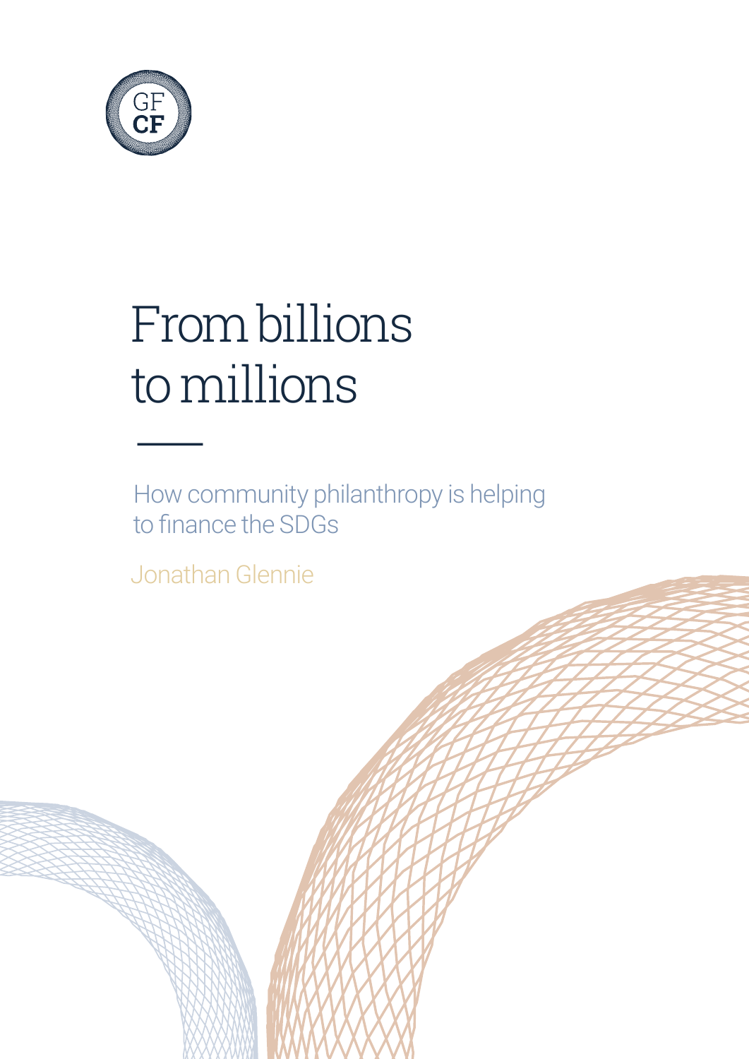GF
CF

# From billions to millions

How community philanthropy is helping to finance the SDGs

Jonathan Glennie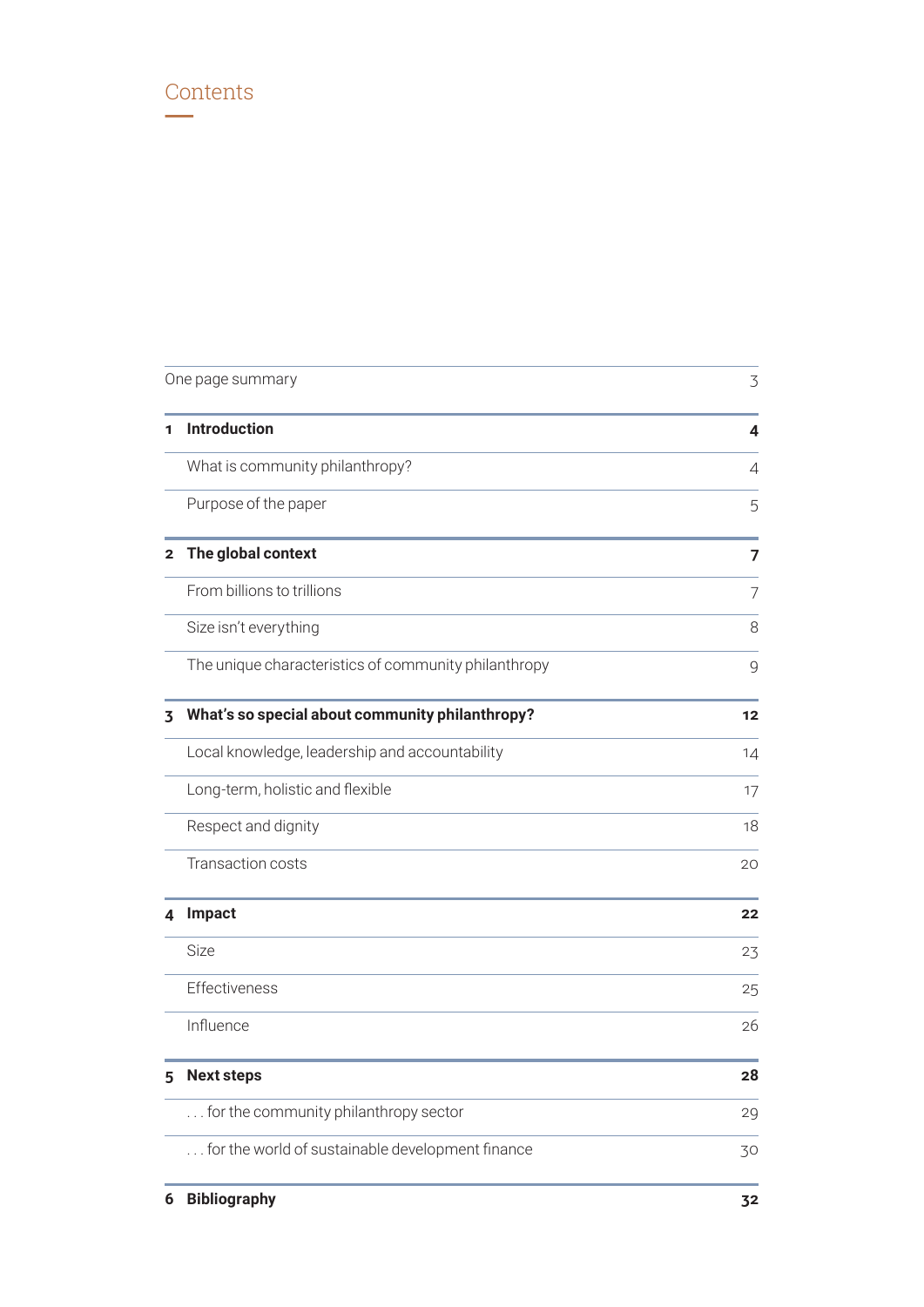## Contents

| | | |
|---|---|---|
| | One page summary | 3 |
| **1** | **Introduction** | **4** |
| | What is community philanthropy? | 4 |
| | Purpose of the paper | 5 |
| **2** | **The global context** | **7** |
| | From billions to trillions | 7 |
| | Size isn't everything | 8 |
| | The unique characteristics of community philanthropy | 9 |
| **3** | **What's so special about community philanthropy?** | **12** |
| | Local knowledge, leadership and accountability | 14 |
| | Long-term, holistic and flexible | 17 |
| | Respect and dignity | 18 |
| | Transaction costs | 20 |
| **4** | **Impact** | **22** |
| | Size | 23 |
| | Effectiveness | 25 |
| | Influence | 26 |
| **5** | **Next steps** | **28** |
| | . . . for the community philanthropy sector | 29 |
| | . . . for the world of sustainable development finance | 30 |
| **6** | **Bibliography** | **32** |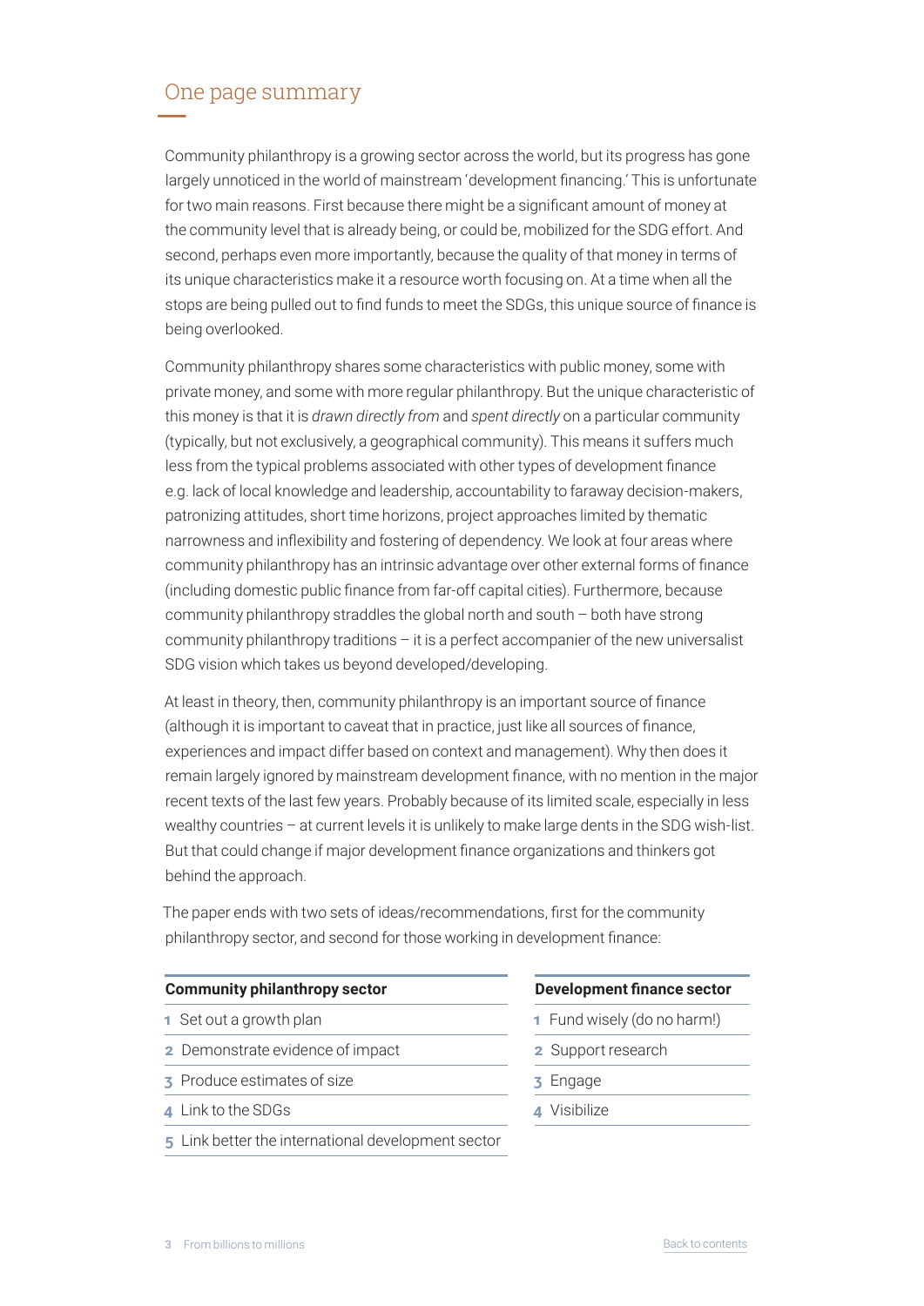# One page summary

Community philanthropy is a growing sector across the world, but its progress has gone largely unnoticed in the world of mainstream 'development financing.' This is unfortunate for two main reasons. First because there might be a significant amount of money at the community level that is already being, or could be, mobilized for the SDG effort. And second, perhaps even more importantly, because the quality of that money in terms of its unique characteristics make it a resource worth focusing on. At a time when all the stops are being pulled out to find funds to meet the SDGs, this unique source of finance is being overlooked.

Community philanthropy shares some characteristics with public money, some with private money, and some with more regular philanthropy. But the unique characteristic of this money is that it is *drawn directly from* and *spent directly* on a particular community (typically, but not exclusively, a geographical community). This means it suffers much less from the typical problems associated with other types of development finance e.g. lack of local knowledge and leadership, accountability to faraway decision-makers, patronizing attitudes, short time horizons, project approaches limited by thematic narrowness and inflexibility and fostering of dependency. We look at four areas where community philanthropy has an intrinsic advantage over other external forms of finance (including domestic public finance from far-off capital cities). Furthermore, because community philanthropy straddles the global north and south – both have strong community philanthropy traditions – it is a perfect accompanier of the new universalist SDG vision which takes us beyond developed/developing.

At least in theory, then, community philanthropy is an important source of finance (although it is important to caveat that in practice, just like all sources of finance, experiences and impact differ based on context and management). Why then does it remain largely ignored by mainstream development finance, with no mention in the major recent texts of the last few years. Probably because of its limited scale, especially in less wealthy countries – at current levels it is unlikely to make large dents in the SDG wish-list. But that could change if major development finance organizations and thinkers got behind the approach.

The paper ends with two sets of ideas/recommendations, first for the community philanthropy sector, and second for those working in development finance:

| Community philanthropy sector |
|---|
| 1 Set out a growth plan |
| 2 Demonstrate evidence of impact |
| 3 Produce estimates of size |
| 4 Link to the SDGs |
| 5 Link better the international development sector |

| Development finance sector |
|---|
| 1 Fund wisely (do no harm!) |
| 2 Support research |
| 3 Engage |
| 4 Visibilize |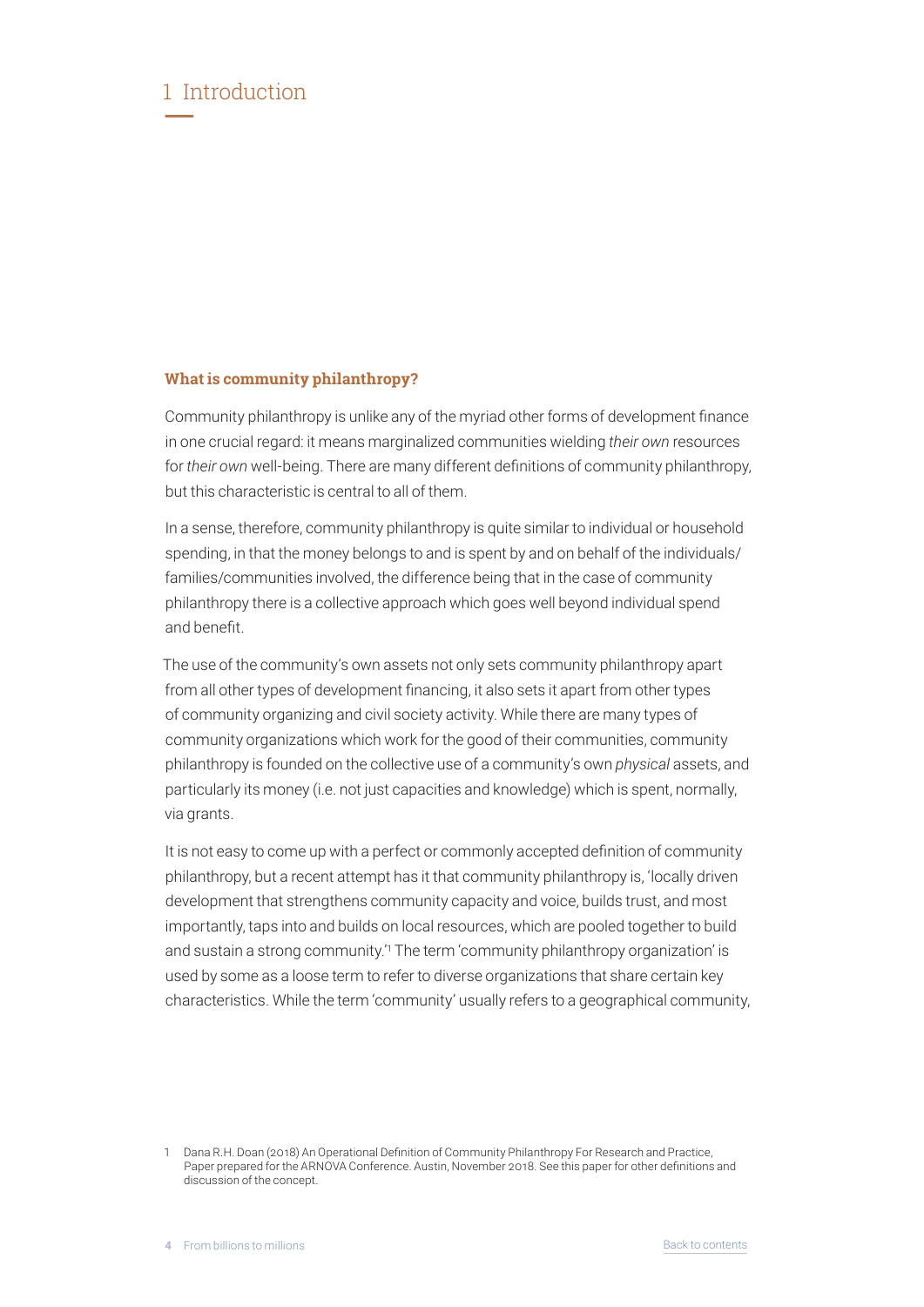# 1 Introduction

## What is community philanthropy?

Community philanthropy is unlike any of the myriad other forms of development finance in one crucial regard: it means marginalized communities wielding *their own* resources for *their own* well-being. There are many different definitions of community philanthropy, but this characteristic is central to all of them.

In a sense, therefore, community philanthropy is quite similar to individual or household spending, in that the money belongs to and is spent by and on behalf of the individuals/families/communities involved, the difference being that in the case of community philanthropy there is a collective approach which goes well beyond individual spend and benefit.

The use of the community's own assets not only sets community philanthropy apart from all other types of development financing, it also sets it apart from other types of community organizing and civil society activity. While there are many types of community organizations which work for the good of their communities, community philanthropy is founded on the collective use of a community's own *physical* assets, and particularly its money (i.e. not just capacities and knowledge) which is spent, normally, via grants.

It is not easy to come up with a perfect or commonly accepted definition of community philanthropy, but a recent attempt has it that community philanthropy is, 'locally driven development that strengthens community capacity and voice, builds trust, and most importantly, taps into and builds on local resources, which are pooled together to build and sustain a strong community.'[1] The term 'community philanthropy organization' is used by some as a loose term to refer to diverse organizations that share certain key characteristics. While the term 'community' usually refers to a geographical community,

1 Dana R.H. Doan (2018) An Operational Definition of Community Philanthropy For Research and Practice, Paper prepared for the ARNOVA Conference. Austin, November 2018. See this paper for other definitions and discussion of the concept.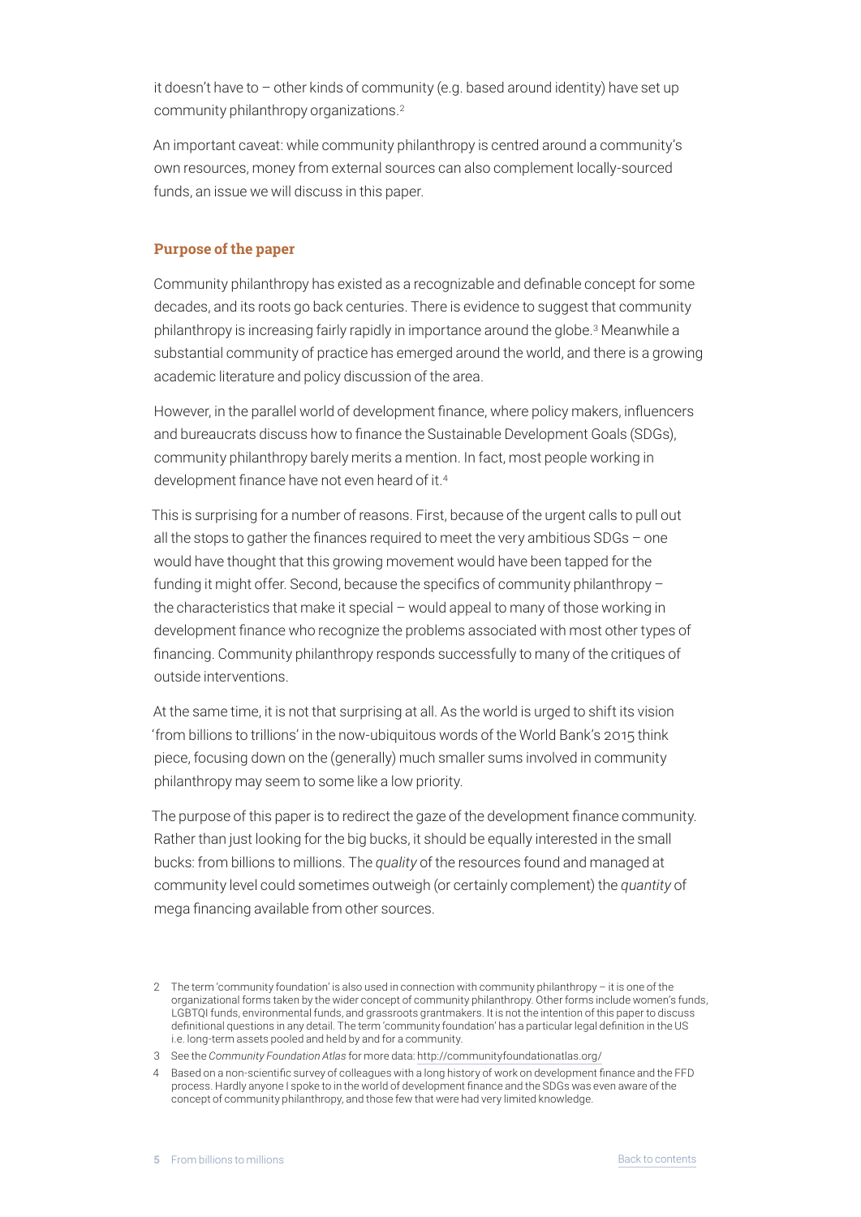it doesn't have to – other kinds of community (e.g. based around identity) have set up community philanthropy organizations.[2]

An important caveat: while community philanthropy is centred around a community's own resources, money from external sources can also complement locally-sourced funds, an issue we will discuss in this paper.

### Purpose of the paper

Community philanthropy has existed as a recognizable and definable concept for some decades, and its roots go back centuries. There is evidence to suggest that community philanthropy is increasing fairly rapidly in importance around the globe.[3] Meanwhile a substantial community of practice has emerged around the world, and there is a growing academic literature and policy discussion of the area.

However, in the parallel world of development finance, where policy makers, influencers and bureaucrats discuss how to finance the Sustainable Development Goals (SDGs), community philanthropy barely merits a mention. In fact, most people working in development finance have not even heard of it.[4]

This is surprising for a number of reasons. First, because of the urgent calls to pull out all the stops to gather the finances required to meet the very ambitious SDGs – one would have thought that this growing movement would have been tapped for the funding it might offer. Second, because the specifics of community philanthropy – the characteristics that make it special – would appeal to many of those working in development finance who recognize the problems associated with most other types of financing. Community philanthropy responds successfully to many of the critiques of outside interventions.

At the same time, it is not that surprising at all. As the world is urged to shift its vision 'from billions to trillions' in the now-ubiquitous words of the World Bank's 2015 think piece, focusing down on the (generally) much smaller sums involved in community philanthropy may seem to some like a low priority.

The purpose of this paper is to redirect the gaze of the development finance community. Rather than just looking for the big bucks, it should be equally interested in the small bucks: from billions to millions. The *quality* of the resources found and managed at community level could sometimes outweigh (or certainly complement) the *quantity* of mega financing available from other sources.

---

2 The term 'community foundation' is also used in connection with community philanthropy – it is one of the organizational forms taken by the wider concept of community philanthropy. Other forms include women's funds, LGBTQI funds, environmental funds, and grassroots grantmakers. It is not the intention of this paper to discuss definitional questions in any detail. The term 'community foundation' has a particular legal definition in the US i.e. long-term assets pooled and held by and for a community.

3 See the *Community Foundation Atlas* for more data: http://communityfoundationatlas.org/

4 Based on a non-scientific survey of colleagues with a long history of work on development finance and the FFD process. Hardly anyone I spoke to in the world of development finance and the SDGs was even aware of the concept of community philanthropy, and those few that were had very limited knowledge.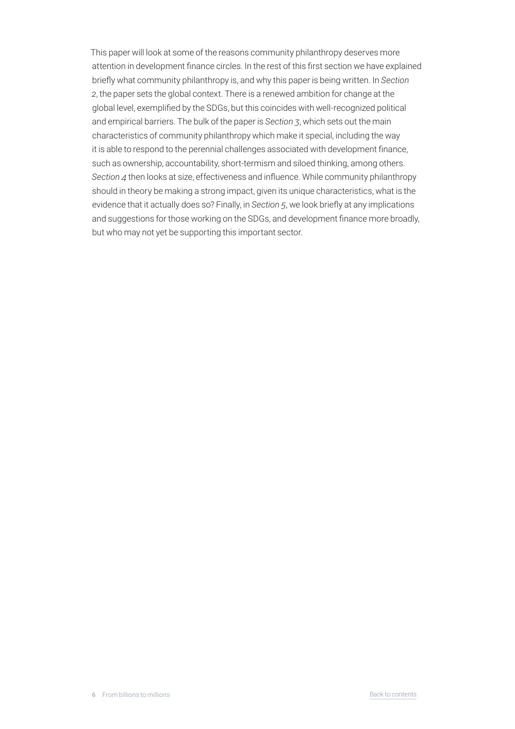This paper will look at some of the reasons community philanthropy deserves more attention in development finance circles. In the rest of this first section we have explained briefly what community philanthropy is, and why this paper is being written. In *Section 2*, the paper sets the global context. There is a renewed ambition for change at the global level, exemplified by the SDGs, but this coincides with well-recognized political and empirical barriers. The bulk of the paper is *Section 3*, which sets out the main characteristics of community philanthropy which make it special, including the way it is able to respond to the perennial challenges associated with development finance, such as ownership, accountability, short-termism and siloed thinking, among others. *Section 4* then looks at size, effectiveness and influence. While community philanthropy should in theory be making a strong impact, given its unique characteristics, what is the evidence that it actually does so? Finally, in *Section 5*, we look briefly at any implications and suggestions for those working on the SDGs, and development finance more broadly, but who may not yet be supporting this important sector.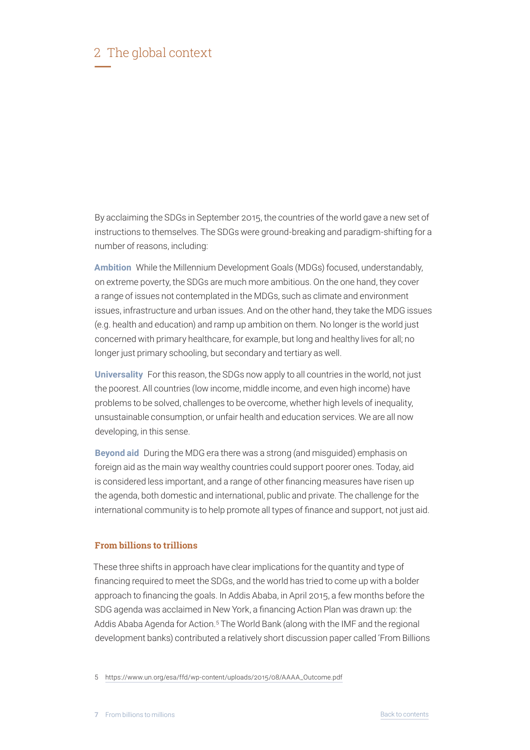# 2 The global context

By acclaiming the SDGs in September 2015, the countries of the world gave a new set of instructions to themselves. The SDGs were ground-breaking and paradigm-shifting for a number of reasons, including:

**Ambition** While the Millennium Development Goals (MDGs) focused, understandably, on extreme poverty, the SDGs are much more ambitious. On the one hand, they cover a range of issues not contemplated in the MDGs, such as climate and environment issues, infrastructure and urban issues. And on the other hand, they take the MDG issues (e.g. health and education) and ramp up ambition on them. No longer is the world just concerned with primary healthcare, for example, but long and healthy lives for all; no longer just primary schooling, but secondary and tertiary as well.

**Universality** For this reason, the SDGs now apply to all countries in the world, not just the poorest. All countries (low income, middle income, and even high income) have problems to be solved, challenges to be overcome, whether high levels of inequality, unsustainable consumption, or unfair health and education services. We are all now developing, in this sense.

**Beyond aid** During the MDG era there was a strong (and misguided) emphasis on foreign aid as the main way wealthy countries could support poorer ones. Today, aid is considered less important, and a range of other financing measures have risen up the agenda, both domestic and international, public and private. The challenge for the international community is to help promote all types of finance and support, not just aid.

### From billions to trillions

These three shifts in approach have clear implications for the quantity and type of financing required to meet the SDGs, and the world has tried to come up with a bolder approach to financing the goals. In Addis Ababa, in April 2015, a few months before the SDG agenda was acclaimed in New York, a financing Action Plan was drawn up: the Addis Ababa Agenda for Action.[5] The World Bank (along with the IMF and the regional development banks) contributed a relatively short discussion paper called 'From Billions

5 https://www.un.org/esa/ffd/wp-content/uploads/2015/08/AAAA_Outcome.pdf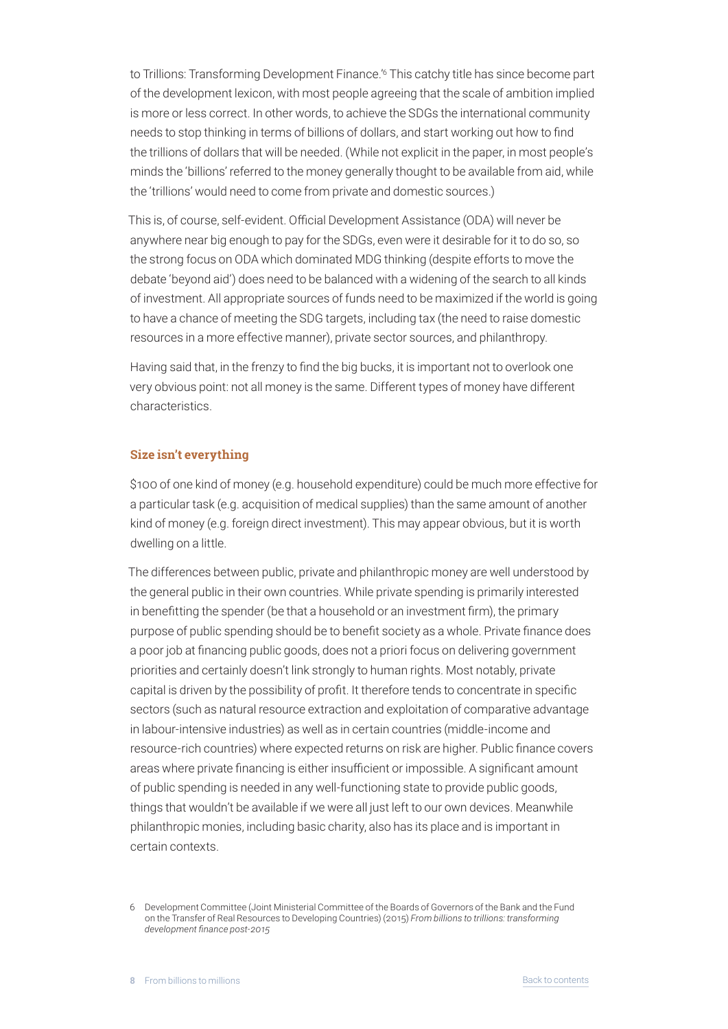to Trillions: Transforming Development Finance.'[6] This catchy title has since become part of the development lexicon, with most people agreeing that the scale of ambition implied is more or less correct. In other words, to achieve the SDGs the international community needs to stop thinking in terms of billions of dollars, and start working out how to find the trillions of dollars that will be needed. (While not explicit in the paper, in most people's minds the 'billions' referred to the money generally thought to be available from aid, while the 'trillions' would need to come from private and domestic sources.)

This is, of course, self-evident. Official Development Assistance (ODA) will never be anywhere near big enough to pay for the SDGs, even were it desirable for it to do so, so the strong focus on ODA which dominated MDG thinking (despite efforts to move the debate 'beyond aid') does need to be balanced with a widening of the search to all kinds of investment. All appropriate sources of funds need to be maximized if the world is going to have a chance of meeting the SDG targets, including tax (the need to raise domestic resources in a more effective manner), private sector sources, and philanthropy.

Having said that, in the frenzy to find the big bucks, it is important not to overlook one very obvious point: not all money is the same. Different types of money have different characteristics.

## Size isn't everything

$100 of one kind of money (e.g. household expenditure) could be much more effective for a particular task (e.g. acquisition of medical supplies) than the same amount of another kind of money (e.g. foreign direct investment). This may appear obvious, but it is worth dwelling on a little.

The differences between public, private and philanthropic money are well understood by the general public in their own countries. While private spending is primarily interested in benefitting the spender (be that a household or an investment firm), the primary purpose of public spending should be to benefit society as a whole. Private finance does a poor job at financing public goods, does not a priori focus on delivering government priorities and certainly doesn't link strongly to human rights. Most notably, private capital is driven by the possibility of profit. It therefore tends to concentrate in specific sectors (such as natural resource extraction and exploitation of comparative advantage in labour-intensive industries) as well as in certain countries (middle-income and resource-rich countries) where expected returns on risk are higher. Public finance covers areas where private financing is either insufficient or impossible. A significant amount of public spending is needed in any well-functioning state to provide public goods, things that wouldn't be available if we were all just left to our own devices. Meanwhile philanthropic monies, including basic charity, also has its place and is important in certain contexts.

---

6 Development Committee (Joint Ministerial Committee of the Boards of Governors of the Bank and the Fund on the Transfer of Real Resources to Developing Countries) (2015) *From billions to trillions: transforming development finance post-2015*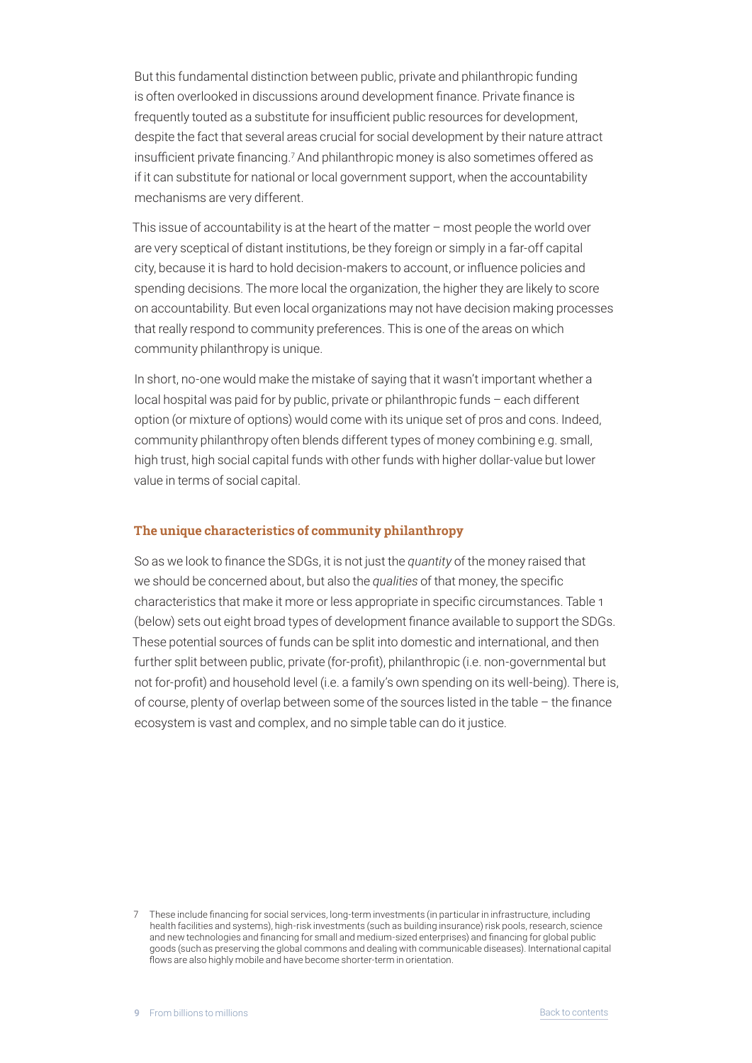But this fundamental distinction between public, private and philanthropic funding is often overlooked in discussions around development finance. Private finance is frequently touted as a substitute for insufficient public resources for development, despite the fact that several areas crucial for social development by their nature attract insufficient private financing.[7] And philanthropic money is also sometimes offered as if it can substitute for national or local government support, when the accountability mechanisms are very different.

This issue of accountability is at the heart of the matter – most people the world over are very sceptical of distant institutions, be they foreign or simply in a far-off capital city, because it is hard to hold decision-makers to account, or influence policies and spending decisions. The more local the organization, the higher they are likely to score on accountability. But even local organizations may not have decision making processes that really respond to community preferences. This is one of the areas on which community philanthropy is unique.

In short, no-one would make the mistake of saying that it wasn't important whether a local hospital was paid for by public, private or philanthropic funds – each different option (or mixture of options) would come with its unique set of pros and cons. Indeed, community philanthropy often blends different types of money combining e.g. small, high trust, high social capital funds with other funds with higher dollar-value but lower value in terms of social capital.

## The unique characteristics of community philanthropy

So as we look to finance the SDGs, it is not just the *quantity* of the money raised that we should be concerned about, but also the *qualities* of that money, the specific characteristics that make it more or less appropriate in specific circumstances. Table 1 (below) sets out eight broad types of development finance available to support the SDGs. These potential sources of funds can be split into domestic and international, and then further split between public, private (for-profit), philanthropic (i.e. non-governmental but not for-profit) and household level (i.e. a family's own spending on its well-being). There is, of course, plenty of overlap between some of the sources listed in the table – the finance ecosystem is vast and complex, and no simple table can do it justice.

7 These include financing for social services, long-term investments (in particular in infrastructure, including health facilities and systems), high-risk investments (such as building insurance) risk pools, research, science and new technologies and financing for small and medium-sized enterprises) and financing for global public goods (such as preserving the global commons and dealing with communicable diseases). International capital flows are also highly mobile and have become shorter-term in orientation.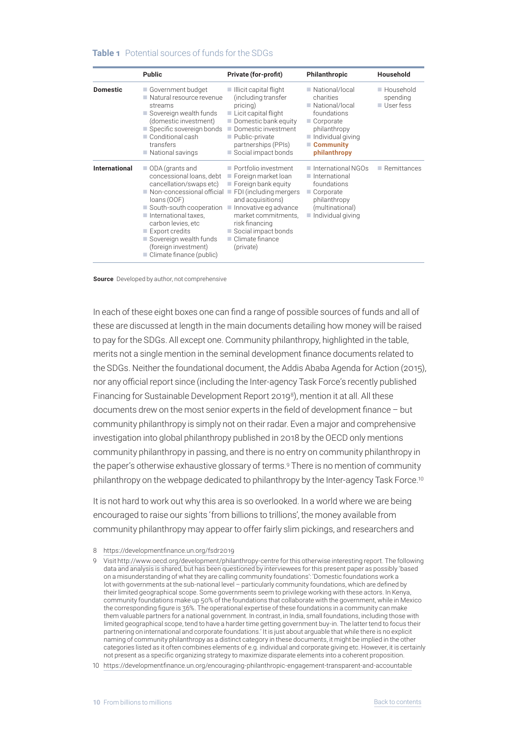**Table 1** Potential sources of funds for the SDGs

| | Public | Private (for-profit) | Philanthropic | Household |
|---|---|---|---|---|
| **Domestic** | Government budget; Natural resource revenue streams; Sovereign wealth funds (domestic investment); Specific sovereign bonds; Conditional cash transfers; National savings | Illicit capital flight (including transfer pricing); Licit capital flight; Domestic bank equity; Domestic investment; Public-private partnerships (PPIs); Social impact bonds | National/local charities; National/local foundations; Corporate philanthropy; Individual giving; **Community philanthropy** | Household spending; User fess |
| **International** | ODA (grants and concessional loans, debt cancellation/swaps etc); Non-concessional official loans (OOF); South-south cooperation; International taxes, carbon levies, etc; Export credits; Sovereign wealth funds (foreign investment); Climate finance (public) | Portfolio investment; Foreign market loan; Foreign bank equity; FDI (including mergers and acquisitions); Innovative eg advance market commitments, risk financing; Social impact bonds; Climate finance (private) | International NGOs; International foundations; Corporate philanthropy (multinational); Individual giving | Remittances |

**Source** Developed by author, not comprehensive

In each of these eight boxes one can find a range of possible sources of funds and all of these are discussed at length in the main documents detailing how money will be raised to pay for the SDGs. All except one. Community philanthropy, highlighted in the table, merits not a single mention in the seminal development finance documents related to the SDGs. Neither the foundational document, the Addis Ababa Agenda for Action (2015), nor any official report since (including the Inter-agency Task Force's recently published Financing for Sustainable Development Report 2019[8]), mention it at all. All these documents drew on the most senior experts in the field of development finance – but community philanthropy is simply not on their radar. Even a major and comprehensive investigation into global philanthropy published in 2018 by the OECD only mentions community philanthropy in passing, and there is no entry on community philanthropy in the paper's otherwise exhaustive glossary of terms.[9] There is no mention of community philanthropy on the webpage dedicated to philanthropy by the Inter-agency Task Force.[10]

It is not hard to work out why this area is so overlooked. In a world where we are being encouraged to raise our sights 'from billions to trillions', the money available from community philanthropy may appear to offer fairly slim pickings, and researchers and

8 https://developmentfinance.un.org/fsdr2019

9 Visit http://www.oecd.org/development/philanthropy-centre for this otherwise interesting report. The following data and analysis is shared, but has been questioned by interviewees for this present paper as possibly 'based on a misunderstanding of what they are calling community foundations': 'Domestic foundations work a lot with governments at the sub-national level – particularly community foundations, which are defined by their limited geographical scope. Some governments seem to privilege working with these actors. In Kenya, community foundations make up 50% of the foundations that collaborate with the government, while in Mexico the corresponding figure is 36%. The operational expertise of these foundations in a community can make them valuable partners for a national government. In contrast, in India, small foundations, including those with limited geographical scope, tend to have a harder time getting government buy-in. The latter tend to focus their partnering on international and corporate foundations.' It is just about arguable that while there is no explicit naming of community philanthropy as a distinct category in these documents, it might be implied in the other categories listed as it often combines elements of e.g. individual and corporate giving etc. However, it is certainly not present as a specific organizing strategy to maximize disparate elements into a coherent proposition.

10 https://developmentfinance.un.org/encouraging-philanthropic-engagement-transparent-and-accountable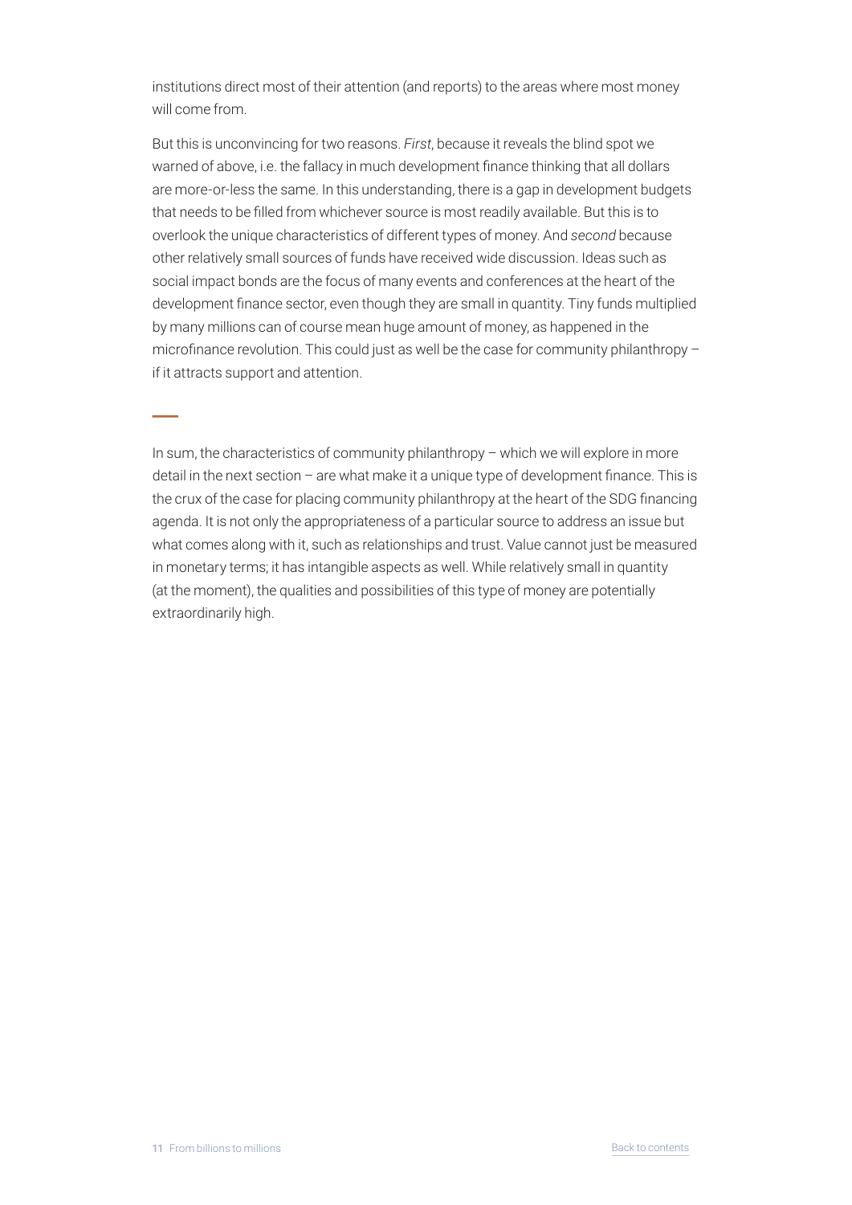institutions direct most of their attention (and reports) to the areas where most money will come from.

But this is unconvincing for two reasons. *First*, because it reveals the blind spot we warned of above, i.e. the fallacy in much development finance thinking that all dollars are more-or-less the same. In this understanding, there is a gap in development budgets that needs to be filled from whichever source is most readily available. But this is to overlook the unique characteristics of different types of money. And *second* because other relatively small sources of funds have received wide discussion. Ideas such as social impact bonds are the focus of many events and conferences at the heart of the development finance sector, even though they are small in quantity. Tiny funds multiplied by many millions can of course mean huge amount of money, as happened in the microfinance revolution. This could just as well be the case for community philanthropy – if it attracts support and attention.

---

In sum, the characteristics of community philanthropy – which we will explore in more detail in the next section – are what make it a unique type of development finance. This is the crux of the case for placing community philanthropy at the heart of the SDG financing agenda. It is not only the appropriateness of a particular source to address an issue but what comes along with it, such as relationships and trust. Value cannot just be measured in monetary terms; it has intangible aspects as well. While relatively small in quantity (at the moment), the qualities and possibilities of this type of money are potentially extraordinarily high.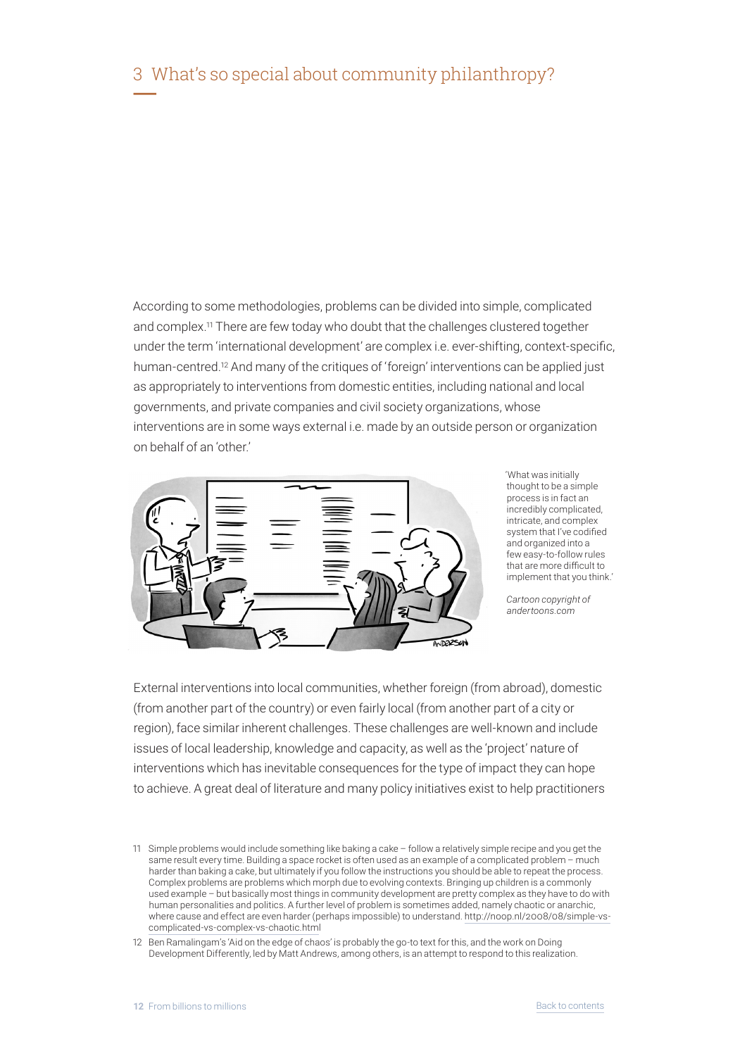# 3 What's so special about community philanthropy?

According to some methodologies, problems can be divided into simple, complicated and complex.[11] There are few today who doubt that the challenges clustered together under the term 'international development' are complex i.e. ever-shifting, context-specific, human-centred.[12] And many of the critiques of 'foreign' interventions can be applied just as appropriately to interventions from domestic entities, including national and local governments, and private companies and civil society organizations, whose interventions are in some ways external i.e. made by an outside person or organization on behalf of an 'other.'

'What was initially thought to be a simple process is in fact an incredibly complicated, intricate, and complex system that I've codified and organized into a few easy-to-follow rules that are more difficult to implement that you think.'

*Cartoon copyright of andertoons.com*

External interventions into local communities, whether foreign (from abroad), domestic (from another part of the country) or even fairly local (from another part of a city or region), face similar inherent challenges. These challenges are well-known and include issues of local leadership, knowledge and capacity, as well as the 'project' nature of interventions which has inevitable consequences for the type of impact they can hope to achieve. A great deal of literature and many policy initiatives exist to help practitioners

---

11 Simple problems would include something like baking a cake – follow a relatively simple recipe and you get the same result every time. Building a space rocket is often used as an example of a complicated problem – much harder than baking a cake, but ultimately if you follow the instructions you should be able to repeat the process. Complex problems are problems which morph due to evolving contexts. Bringing up children is a commonly used example – but basically most things in community development are pretty complex as they have to do with human personalities and politics. A further level of problem is sometimes added, namely chaotic or anarchic, where cause and effect are even harder (perhaps impossible) to understand. http://noop.nl/2008/08/simple-vs-complicated-vs-complex-vs-chaotic.html

12 Ben Ramalingam's 'Aid on the edge of chaos' is probably the go-to text for this, and the work on Doing Development Differently, led by Matt Andrews, among others, is an attempt to respond to this realization.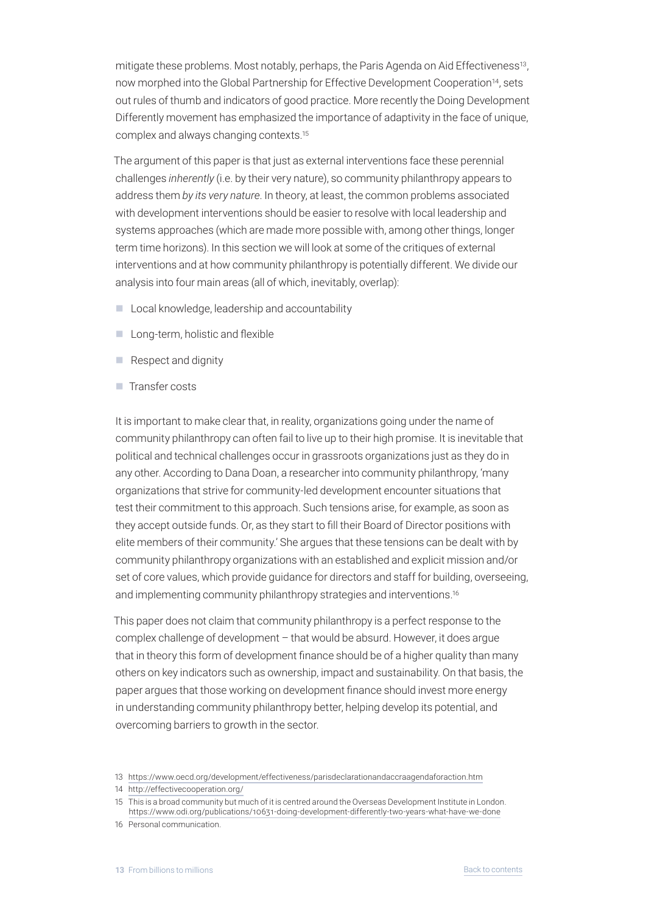mitigate these problems. Most notably, perhaps, the Paris Agenda on Aid Effectiveness[13], now morphed into the Global Partnership for Effective Development Cooperation[14], sets out rules of thumb and indicators of good practice. More recently the Doing Development Differently movement has emphasized the importance of adaptivity in the face of unique, complex and always changing contexts.[15]

The argument of this paper is that just as external interventions face these perennial challenges *inherently* (i.e. by their very nature), so community philanthropy appears to address them *by its very nature*. In theory, at least, the common problems associated with development interventions should be easier to resolve with local leadership and systems approaches (which are made more possible with, among other things, longer term time horizons). In this section we will look at some of the critiques of external interventions and at how community philanthropy is potentially different. We divide our analysis into four main areas (all of which, inevitably, overlap):

- Local knowledge, leadership and accountability
- Long-term, holistic and flexible
- Respect and dignity
- Transfer costs

It is important to make clear that, in reality, organizations going under the name of community philanthropy can often fail to live up to their high promise. It is inevitable that political and technical challenges occur in grassroots organizations just as they do in any other. According to Dana Doan, a researcher into community philanthropy, 'many organizations that strive for community-led development encounter situations that test their commitment to this approach. Such tensions arise, for example, as soon as they accept outside funds. Or, as they start to fill their Board of Director positions with elite members of their community.' She argues that these tensions can be dealt with by community philanthropy organizations with an established and explicit mission and/or set of core values, which provide guidance for directors and staff for building, overseeing, and implementing community philanthropy strategies and interventions.[16]

This paper does not claim that community philanthropy is a perfect response to the complex challenge of development – that would be absurd. However, it does argue that in theory this form of development finance should be of a higher quality than many others on key indicators such as ownership, impact and sustainability. On that basis, the paper argues that those working on development finance should invest more energy in understanding community philanthropy better, helping develop its potential, and overcoming barriers to growth in the sector.

13 https://www.oecd.org/development/effectiveness/parisdeclarationandaccraagendaforaction.htm

14 http://effectivecooperation.org/

15 This is a broad community but much of it is centred around the Overseas Development Institute in London. https://www.odi.org/publications/10631-doing-development-differently-two-years-what-have-we-done

16 Personal communication.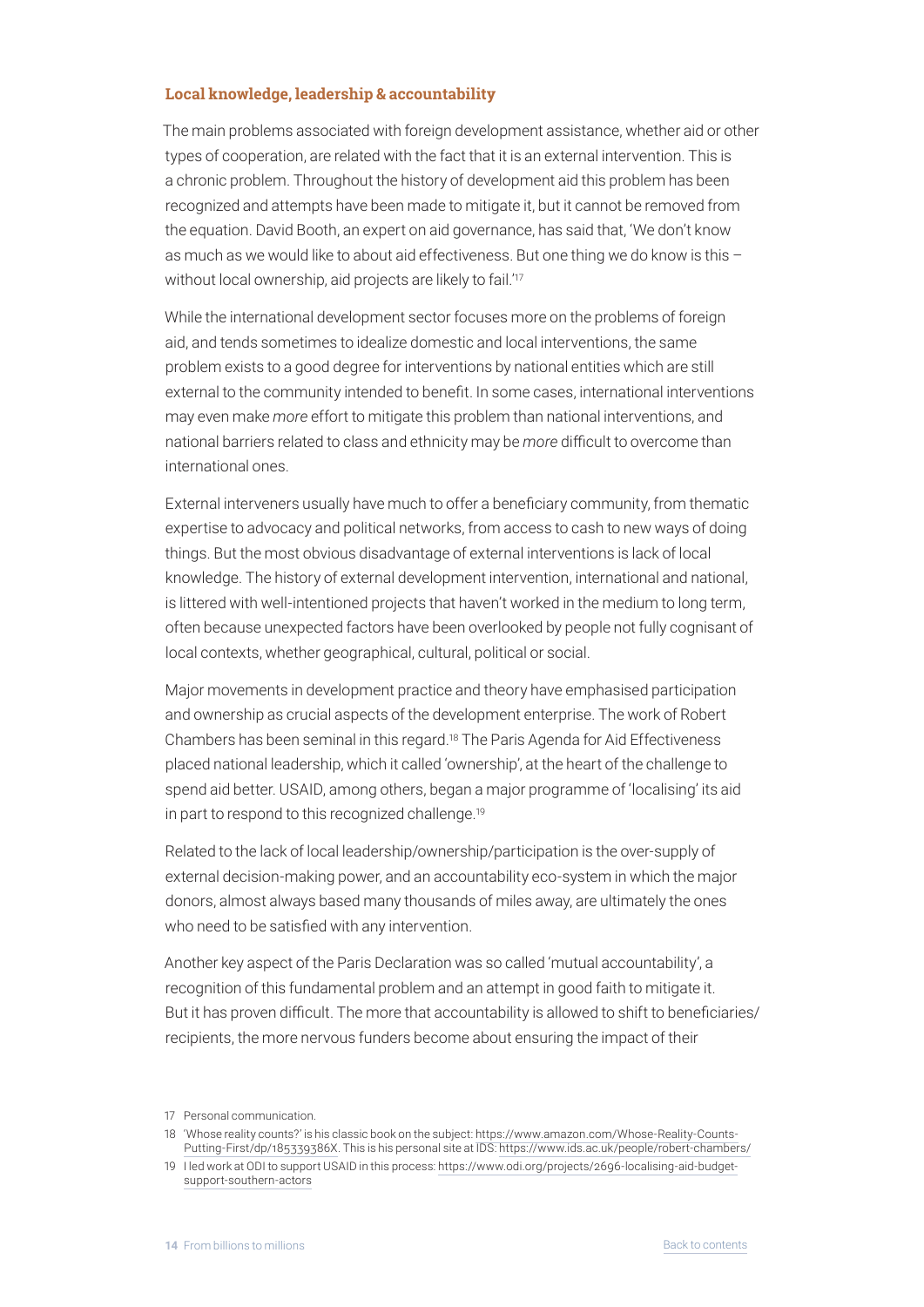### Local knowledge, leadership & accountability

The main problems associated with foreign development assistance, whether aid or other types of cooperation, are related with the fact that it is an external intervention. This is a chronic problem. Throughout the history of development aid this problem has been recognized and attempts have been made to mitigate it, but it cannot be removed from the equation. David Booth, an expert on aid governance, has said that, 'We don't know as much as we would like to about aid effectiveness. But one thing we do know is this – without local ownership, aid projects are likely to fail.'[17]

While the international development sector focuses more on the problems of foreign aid, and tends sometimes to idealize domestic and local interventions, the same problem exists to a good degree for interventions by national entities which are still external to the community intended to benefit. In some cases, international interventions may even make *more* effort to mitigate this problem than national interventions, and national barriers related to class and ethnicity may be *more* difficult to overcome than international ones.

External interveners usually have much to offer a beneficiary community, from thematic expertise to advocacy and political networks, from access to cash to new ways of doing things. But the most obvious disadvantage of external interventions is lack of local knowledge. The history of external development intervention, international and national, is littered with well-intentioned projects that haven't worked in the medium to long term, often because unexpected factors have been overlooked by people not fully cognisant of local contexts, whether geographical, cultural, political or social.

Major movements in development practice and theory have emphasised participation and ownership as crucial aspects of the development enterprise. The work of Robert Chambers has been seminal in this regard.[18] The Paris Agenda for Aid Effectiveness placed national leadership, which it called 'ownership', at the heart of the challenge to spend aid better. USAID, among others, began a major programme of 'localising' its aid in part to respond to this recognized challenge.[19]

Related to the lack of local leadership/ownership/participation is the over-supply of external decision-making power, and an accountability eco-system in which the major donors, almost always based many thousands of miles away, are ultimately the ones who need to be satisfied with any intervention.

Another key aspect of the Paris Declaration was so called 'mutual accountability', a recognition of this fundamental problem and an attempt in good faith to mitigate it. But it has proven difficult. The more that accountability is allowed to shift to beneficiaries/recipients, the more nervous funders become about ensuring the impact of their

17 Personal communication.

18 'Whose reality counts?' is his classic book on the subject: https://www.amazon.com/Whose-Reality-Counts-Putting-First/dp/185339386X. This is his personal site at IDS: https://www.ids.ac.uk/people/robert-chambers/

19 I led work at ODI to support USAID in this process: https://www.odi.org/projects/2696-localising-aid-budget-support-southern-actors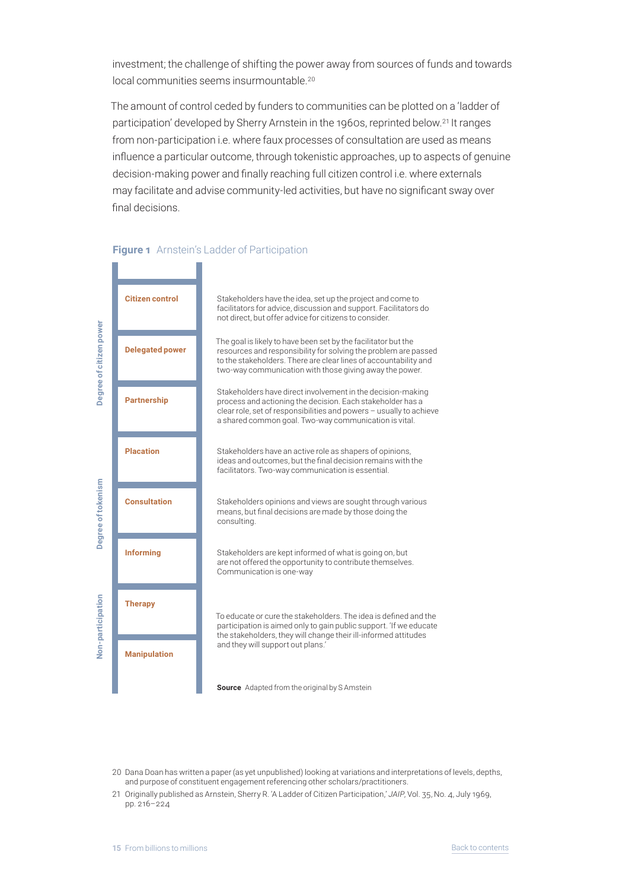investment; the challenge of shifting the power away from sources of funds and towards local communities seems insurmountable.[20]

The amount of control ceded by funders to communities can be plotted on a 'ladder of participation' developed by Sherry Arnstein in the 1960s, reprinted below.[21] It ranges from non-participation i.e. where faux processes of consultation are used as means influence a particular outcome, through tokenistic approaches, up to aspects of genuine decision-making power and finally reaching full citizen control i.e. where externals may facilitate and advise community-led activities, but have no significant sway over final decisions.

**Figure 1** Arnstein's Ladder of Participation

| Degree | Rung | Description |
|---|---|---|
| Degree of citizen power | **Citizen control** | Stakeholders have the idea, set up the project and come to facilitators for advice, discussion and support. Facilitators do not direct, but offer advice for citizens to consider. |
| | **Delegated power** | The goal is likely to have been set by the facilitator but the resources and responsibility for solving the problem are passed to the stakeholders. There are clear lines of accountability and two-way communication with those giving away the power. |
| | **Partnership** | Stakeholders have direct involvement in the decision-making process and actioning the decision. Each stakeholder has a clear role, set of responsibilities and powers – usually to achieve a shared common goal. Two-way communication is vital. |
| Degree of tokenism | **Placation** | Stakeholders have an active role as shapers of opinions, ideas and outcomes, but the final decision remains with the facilitators. Two-way communication is essential. |
| | **Consultation** | Stakeholders opinions and views are sought through various means, but final decisions are made by those doing the consulting. |
| | **Informing** | Stakeholders are kept informed of what is going on, but are not offered the opportunity to contribute themselves. Communication is one-way |
| Non-participation | **Therapy** | To educate or cure the stakeholders. The idea is defined and the participation is aimed only to gain public support. 'If we educate the stakeholders, they will change their ill-informed attitudes and they will support out plans.' |
| | **Manipulation** | |

**Source** Adapted from the original by S Arnstein

20 Dana Doan has written a paper (as yet unpublished) looking at variations and interpretations of levels, depths, and purpose of constituent engagement referencing other scholars/practitioners.

21 Originally published as Arnstein, Sherry R. 'A Ladder of Citizen Participation,' *JAIP*, Vol. 35, No. 4, July 1969, pp. 216–224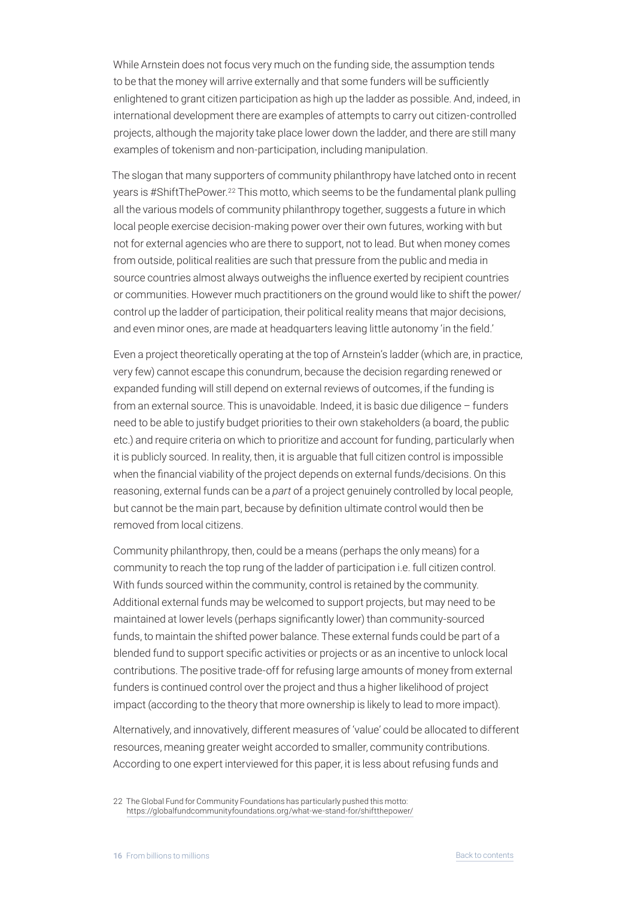While Arnstein does not focus very much on the funding side, the assumption tends to be that the money will arrive externally and that some funders will be sufficiently enlightened to grant citizen participation as high up the ladder as possible. And, indeed, in international development there are examples of attempts to carry out citizen-controlled projects, although the majority take place lower down the ladder, and there are still many examples of tokenism and non-participation, including manipulation.

The slogan that many supporters of community philanthropy have latched onto in recent years is #ShiftThePower.[22] This motto, which seems to be the fundamental plank pulling all the various models of community philanthropy together, suggests a future in which local people exercise decision-making power over their own futures, working with but not for external agencies who are there to support, not to lead. But when money comes from outside, political realities are such that pressure from the public and media in source countries almost always outweighs the influence exerted by recipient countries or communities. However much practitioners on the ground would like to shift the power/control up the ladder of participation, their political reality means that major decisions, and even minor ones, are made at headquarters leaving little autonomy 'in the field.'

Even a project theoretically operating at the top of Arnstein's ladder (which are, in practice, very few) cannot escape this conundrum, because the decision regarding renewed or expanded funding will still depend on external reviews of outcomes, if the funding is from an external source. This is unavoidable. Indeed, it is basic due diligence – funders need to be able to justify budget priorities to their own stakeholders (a board, the public etc.) and require criteria on which to prioritize and account for funding, particularly when it is publicly sourced. In reality, then, it is arguable that full citizen control is impossible when the financial viability of the project depends on external funds/decisions. On this reasoning, external funds can be a *part* of a project genuinely controlled by local people, but cannot be the main part, because by definition ultimate control would then be removed from local citizens.

Community philanthropy, then, could be a means (perhaps the only means) for a community to reach the top rung of the ladder of participation i.e. full citizen control. With funds sourced within the community, control is retained by the community. Additional external funds may be welcomed to support projects, but may need to be maintained at lower levels (perhaps significantly lower) than community-sourced funds, to maintain the shifted power balance. These external funds could be part of a blended fund to support specific activities or projects or as an incentive to unlock local contributions. The positive trade-off for refusing large amounts of money from external funders is continued control over the project and thus a higher likelihood of project impact (according to the theory that more ownership is likely to lead to more impact).

Alternatively, and innovatively, different measures of 'value' could be allocated to different resources, meaning greater weight accorded to smaller, community contributions. According to one expert interviewed for this paper, it is less about refusing funds and

22 The Global Fund for Community Foundations has particularly pushed this motto: https://globalfundcommunityfoundations.org/what-we-stand-for/shiftthepower/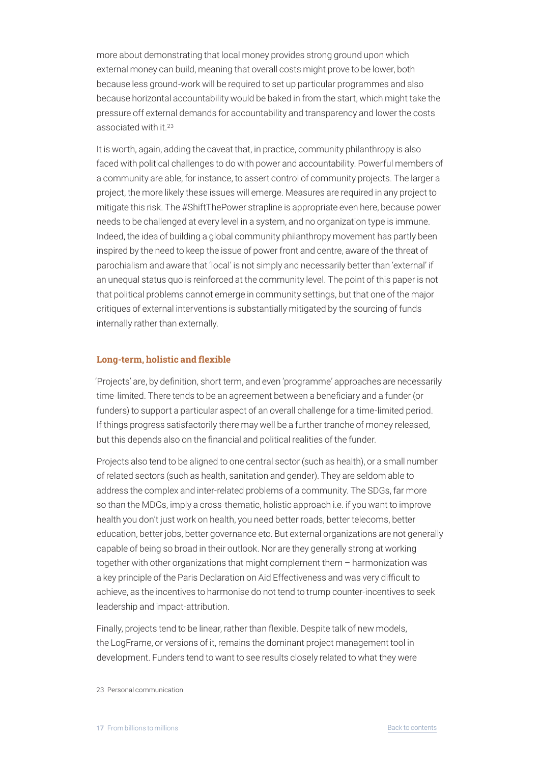more about demonstrating that local money provides strong ground upon which external money can build, meaning that overall costs might prove to be lower, both because less ground-work will be required to set up particular programmes and also because horizontal accountability would be baked in from the start, which might take the pressure off external demands for accountability and transparency and lower the costs associated with it.[23]

It is worth, again, adding the caveat that, in practice, community philanthropy is also faced with political challenges to do with power and accountability. Powerful members of a community are able, for instance, to assert control of community projects. The larger a project, the more likely these issues will emerge. Measures are required in any project to mitigate this risk. The #ShiftThePower strapline is appropriate even here, because power needs to be challenged at every level in a system, and no organization type is immune. Indeed, the idea of building a global community philanthropy movement has partly been inspired by the need to keep the issue of power front and centre, aware of the threat of parochialism and aware that 'local' is not simply and necessarily better than 'external' if an unequal status quo is reinforced at the community level. The point of this paper is not that political problems cannot emerge in community settings, but that one of the major critiques of external interventions is substantially mitigated by the sourcing of funds internally rather than externally.

### Long-term, holistic and flexible

'Projects' are, by definition, short term, and even 'programme' approaches are necessarily time-limited. There tends to be an agreement between a beneficiary and a funder (or funders) to support a particular aspect of an overall challenge for a time-limited period. If things progress satisfactorily there may well be a further tranche of money released, but this depends also on the financial and political realities of the funder.

Projects also tend to be aligned to one central sector (such as health), or a small number of related sectors (such as health, sanitation and gender). They are seldom able to address the complex and inter-related problems of a community. The SDGs, far more so than the MDGs, imply a cross-thematic, holistic approach i.e. if you want to improve health you don't just work on health, you need better roads, better telecoms, better education, better jobs, better governance etc. But external organizations are not generally capable of being so broad in their outlook. Nor are they generally strong at working together with other organizations that might complement them – harmonization was a key principle of the Paris Declaration on Aid Effectiveness and was very difficult to achieve, as the incentives to harmonise do not tend to trump counter-incentives to seek leadership and impact-attribution.

Finally, projects tend to be linear, rather than flexible. Despite talk of new models, the LogFrame, or versions of it, remains the dominant project management tool in development. Funders tend to want to see results closely related to what they were

23 Personal communication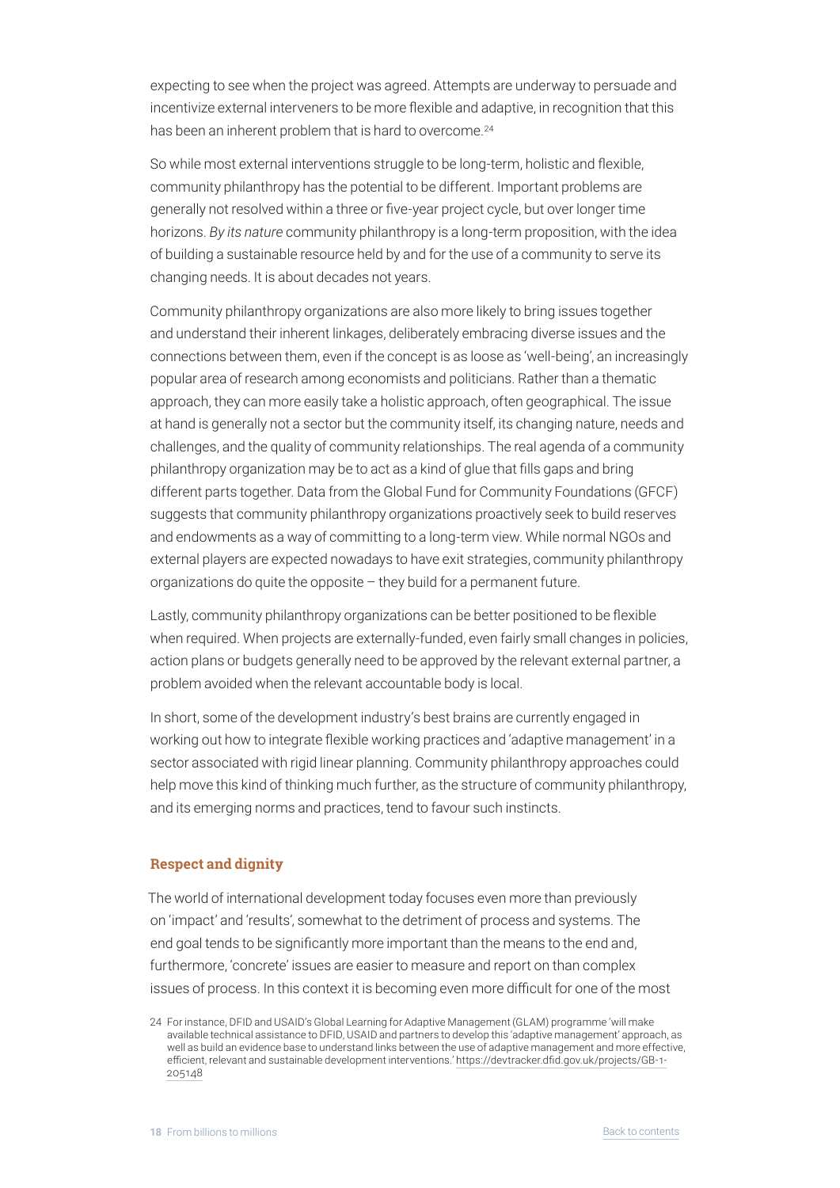expecting to see when the project was agreed. Attempts are underway to persuade and incentivize external interveners to be more flexible and adaptive, in recognition that this has been an inherent problem that is hard to overcome.[24]

So while most external interventions struggle to be long-term, holistic and flexible, community philanthropy has the potential to be different. Important problems are generally not resolved within a three or five-year project cycle, but over longer time horizons. *By its nature* community philanthropy is a long-term proposition, with the idea of building a sustainable resource held by and for the use of a community to serve its changing needs. It is about decades not years.

Community philanthropy organizations are also more likely to bring issues together and understand their inherent linkages, deliberately embracing diverse issues and the connections between them, even if the concept is as loose as 'well-being', an increasingly popular area of research among economists and politicians. Rather than a thematic approach, they can more easily take a holistic approach, often geographical. The issue at hand is generally not a sector but the community itself, its changing nature, needs and challenges, and the quality of community relationships. The real agenda of a community philanthropy organization may be to act as a kind of glue that fills gaps and bring different parts together. Data from the Global Fund for Community Foundations (GFCF) suggests that community philanthropy organizations proactively seek to build reserves and endowments as a way of committing to a long-term view. While normal NGOs and external players are expected nowadays to have exit strategies, community philanthropy organizations do quite the opposite – they build for a permanent future.

Lastly, community philanthropy organizations can be better positioned to be flexible when required. When projects are externally-funded, even fairly small changes in policies, action plans or budgets generally need to be approved by the relevant external partner, a problem avoided when the relevant accountable body is local.

In short, some of the development industry's best brains are currently engaged in working out how to integrate flexible working practices and 'adaptive management' in a sector associated with rigid linear planning. Community philanthropy approaches could help move this kind of thinking much further, as the structure of community philanthropy, and its emerging norms and practices, tend to favour such instincts.

### Respect and dignity

The world of international development today focuses even more than previously on 'impact' and 'results', somewhat to the detriment of process and systems. The end goal tends to be significantly more important than the means to the end and, furthermore, 'concrete' issues are easier to measure and report on than complex issues of process. In this context it is becoming even more difficult for one of the most

24 For instance, DFID and USAID's Global Learning for Adaptive Management (GLAM) programme 'will make available technical assistance to DFID, USAID and partners to develop this 'adaptive management' approach, as well as build an evidence base to understand links between the use of adaptive management and more effective, efficient, relevant and sustainable development interventions.' https://devtracker.dfid.gov.uk/projects/GB-1-205148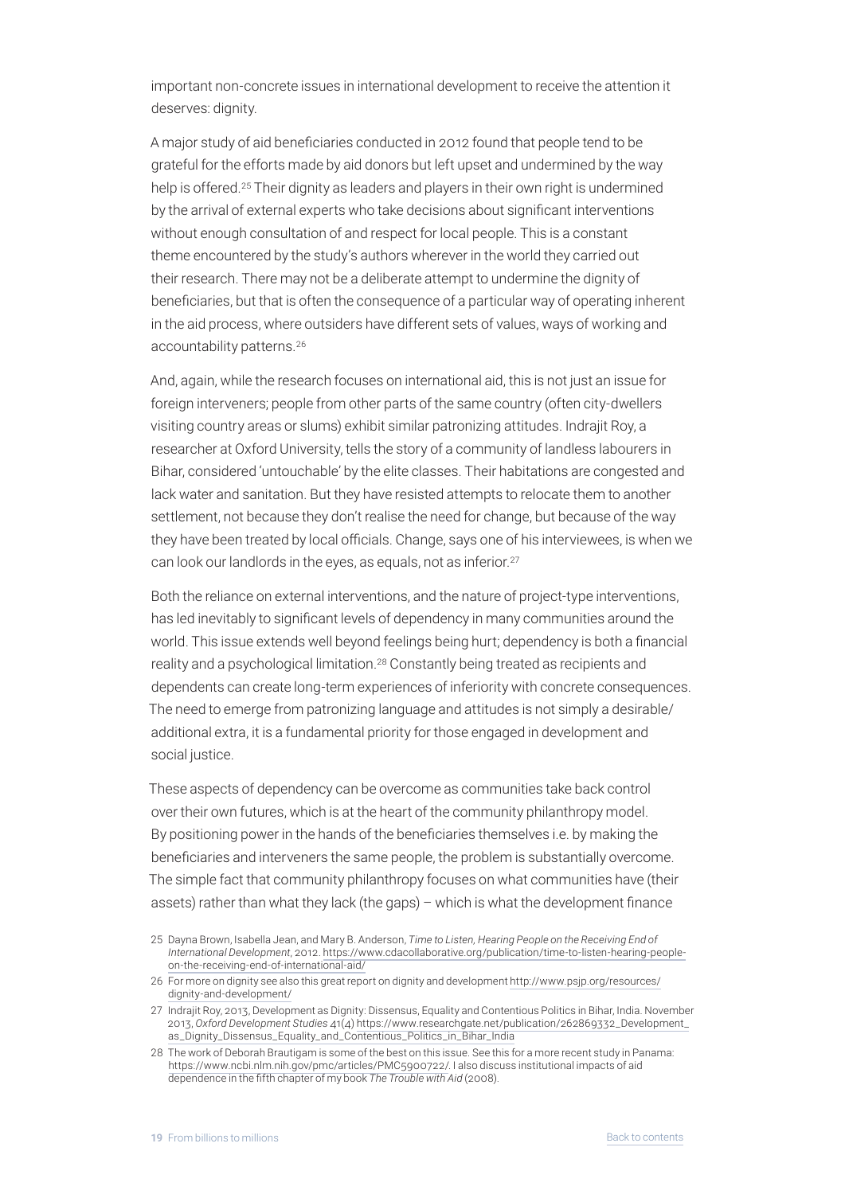important non-concrete issues in international development to receive the attention it deserves: dignity.

A major study of aid beneficiaries conducted in 2012 found that people tend to be grateful for the efforts made by aid donors but left upset and undermined by the way help is offered.[25] Their dignity as leaders and players in their own right is undermined by the arrival of external experts who take decisions about significant interventions without enough consultation of and respect for local people. This is a constant theme encountered by the study's authors wherever in the world they carried out their research. There may not be a deliberate attempt to undermine the dignity of beneficiaries, but that is often the consequence of a particular way of operating inherent in the aid process, where outsiders have different sets of values, ways of working and accountability patterns.[26]

And, again, while the research focuses on international aid, this is not just an issue for foreign interveners; people from other parts of the same country (often city-dwellers visiting country areas or slums) exhibit similar patronizing attitudes. Indrajit Roy, a researcher at Oxford University, tells the story of a community of landless labourers in Bihar, considered 'untouchable' by the elite classes. Their habitations are congested and lack water and sanitation. But they have resisted attempts to relocate them to another settlement, not because they don't realise the need for change, but because of the way they have been treated by local officials. Change, says one of his interviewees, is when we can look our landlords in the eyes, as equals, not as inferior.[27]

Both the reliance on external interventions, and the nature of project-type interventions, has led inevitably to significant levels of dependency in many communities around the world. This issue extends well beyond feelings being hurt; dependency is both a financial reality and a psychological limitation.[28] Constantly being treated as recipients and dependents can create long-term experiences of inferiority with concrete consequences. The need to emerge from patronizing language and attitudes is not simply a desirable/additional extra, it is a fundamental priority for those engaged in development and social justice.

These aspects of dependency can be overcome as communities take back control over their own futures, which is at the heart of the community philanthropy model. By positioning power in the hands of the beneficiaries themselves i.e. by making the beneficiaries and interveners the same people, the problem is substantially overcome. The simple fact that community philanthropy focuses on what communities have (their assets) rather than what they lack (the gaps) – which is what the development finance

25 Dayna Brown, Isabella Jean, and Mary B. Anderson, *Time to Listen, Hearing People on the Receiving End of International Development*, 2012. https://www.cdacollaborative.org/publication/time-to-listen-hearing-people-on-the-receiving-end-of-international-aid/

26 For more on dignity see also this great report on dignity and development http://www.psjp.org/resources/dignity-and-development/

27 Indrajit Roy, 2013, Development as Dignity: Dissensus, Equality and Contentious Politics in Bihar, India. November 2013, *Oxford Development Studies* 41(4) https://www.researchgate.net/publication/262869332_Development_as_Dignity_Dissensus_Equality_and_Contentious_Politics_in_Bihar_India

28 The work of Deborah Brautigam is some of the best on this issue. See this for a more recent study in Panama: https://www.ncbi.nlm.nih.gov/pmc/articles/PMC5900722/. I also discuss institutional impacts of aid dependence in the fifth chapter of my book *The Trouble with Aid* (2008).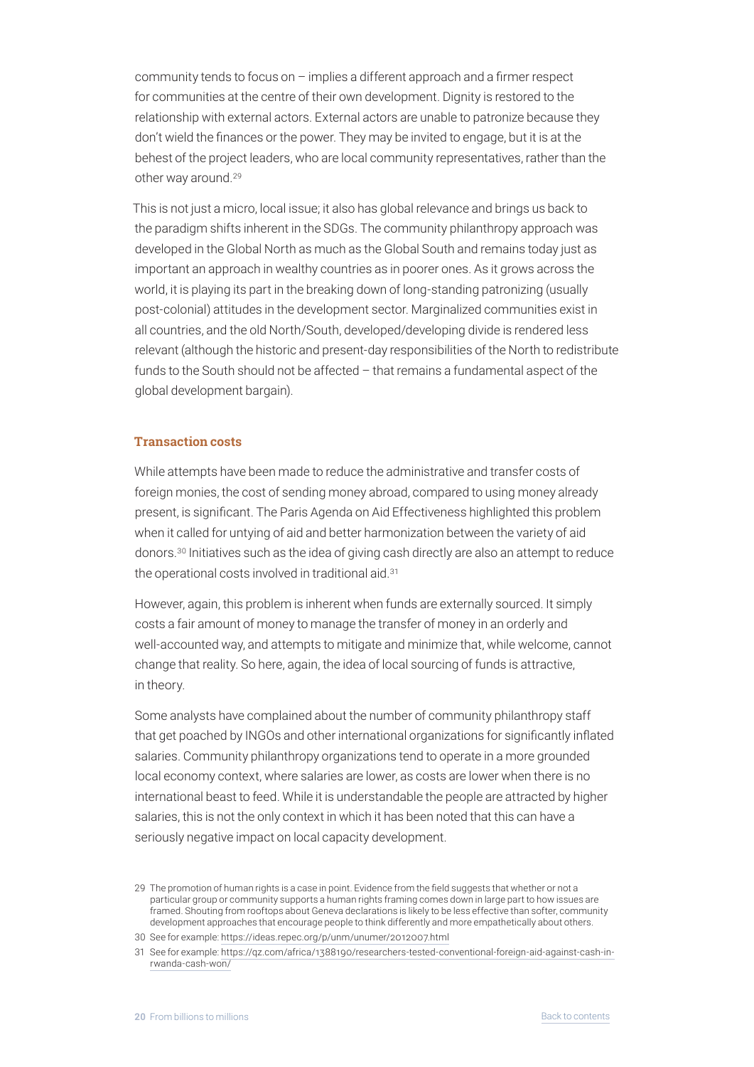community tends to focus on – implies a different approach and a firmer respect for communities at the centre of their own development. Dignity is restored to the relationship with external actors. External actors are unable to patronize because they don't wield the finances or the power. They may be invited to engage, but it is at the behest of the project leaders, who are local community representatives, rather than the other way around.[29]

This is not just a micro, local issue; it also has global relevance and brings us back to the paradigm shifts inherent in the SDGs. The community philanthropy approach was developed in the Global North as much as the Global South and remains today just as important an approach in wealthy countries as in poorer ones. As it grows across the world, it is playing its part in the breaking down of long-standing patronizing (usually post-colonial) attitudes in the development sector. Marginalized communities exist in all countries, and the old North/South, developed/developing divide is rendered less relevant (although the historic and present-day responsibilities of the North to redistribute funds to the South should not be affected – that remains a fundamental aspect of the global development bargain).

### Transaction costs

While attempts have been made to reduce the administrative and transfer costs of foreign monies, the cost of sending money abroad, compared to using money already present, is significant. The Paris Agenda on Aid Effectiveness highlighted this problem when it called for untying of aid and better harmonization between the variety of aid donors.[30] Initiatives such as the idea of giving cash directly are also an attempt to reduce the operational costs involved in traditional aid.[31]

However, again, this problem is inherent when funds are externally sourced. It simply costs a fair amount of money to manage the transfer of money in an orderly and well-accounted way, and attempts to mitigate and minimize that, while welcome, cannot change that reality. So here, again, the idea of local sourcing of funds is attractive, in theory.

Some analysts have complained about the number of community philanthropy staff that get poached by INGOs and other international organizations for significantly inflated salaries. Community philanthropy organizations tend to operate in a more grounded local economy context, where salaries are lower, as costs are lower when there is no international beast to feed. While it is understandable the people are attracted by higher salaries, this is not the only context in which it has been noted that this can have a seriously negative impact on local capacity development.

29 The promotion of human rights is a case in point. Evidence from the field suggests that whether or not a particular group or community supports a human rights framing comes down in large part to how issues are framed. Shouting from rooftops about Geneva declarations is likely to be less effective than softer, community development approaches that encourage people to think differently and more empathetically about others.

30 See for example: https://ideas.repec.org/p/unm/unumer/2012007.html

31 See for example: https://qz.com/africa/1388190/researchers-tested-conventional-foreign-aid-against-cash-in-rwanda-cash-won/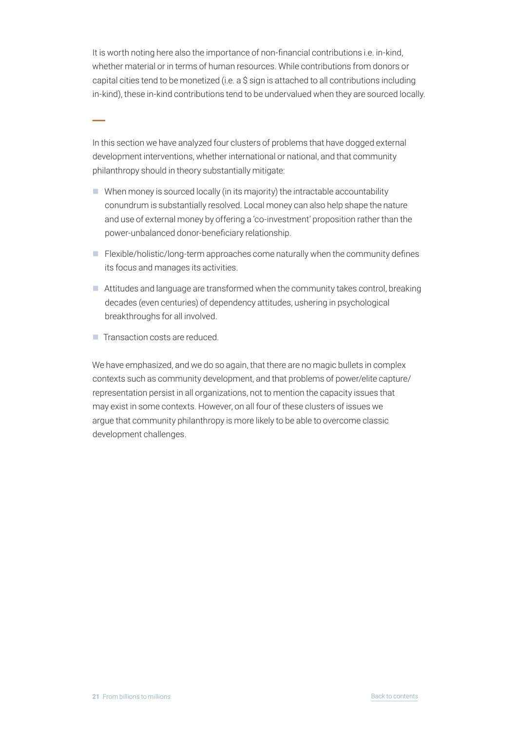It is worth noting here also the importance of non-financial contributions i.e. in-kind, whether material or in terms of human resources. While contributions from donors or capital cities tend to be monetized (i.e. a $ sign is attached to all contributions including in-kind), these in-kind contributions tend to be undervalued when they are sourced locally.

---

In this section we have analyzed four clusters of problems that have dogged external development interventions, whether international or national, and that community philanthropy should in theory substantially mitigate:

- When money is sourced locally (in its majority) the intractable accountability conundrum is substantially resolved. Local money can also help shape the nature and use of external money by offering a 'co-investment' proposition rather than the power-unbalanced donor-beneficiary relationship.
- Flexible/holistic/long-term approaches come naturally when the community defines its focus and manages its activities.
- Attitudes and language are transformed when the community takes control, breaking decades (even centuries) of dependency attitudes, ushering in psychological breakthroughs for all involved.
- Transaction costs are reduced.

We have emphasized, and we do so again, that there are no magic bullets in complex contexts such as community development, and that problems of power/elite capture/representation persist in all organizations, not to mention the capacity issues that may exist in some contexts. However, on all four of these clusters of issues we argue that community philanthropy is more likely to be able to overcome classic development challenges.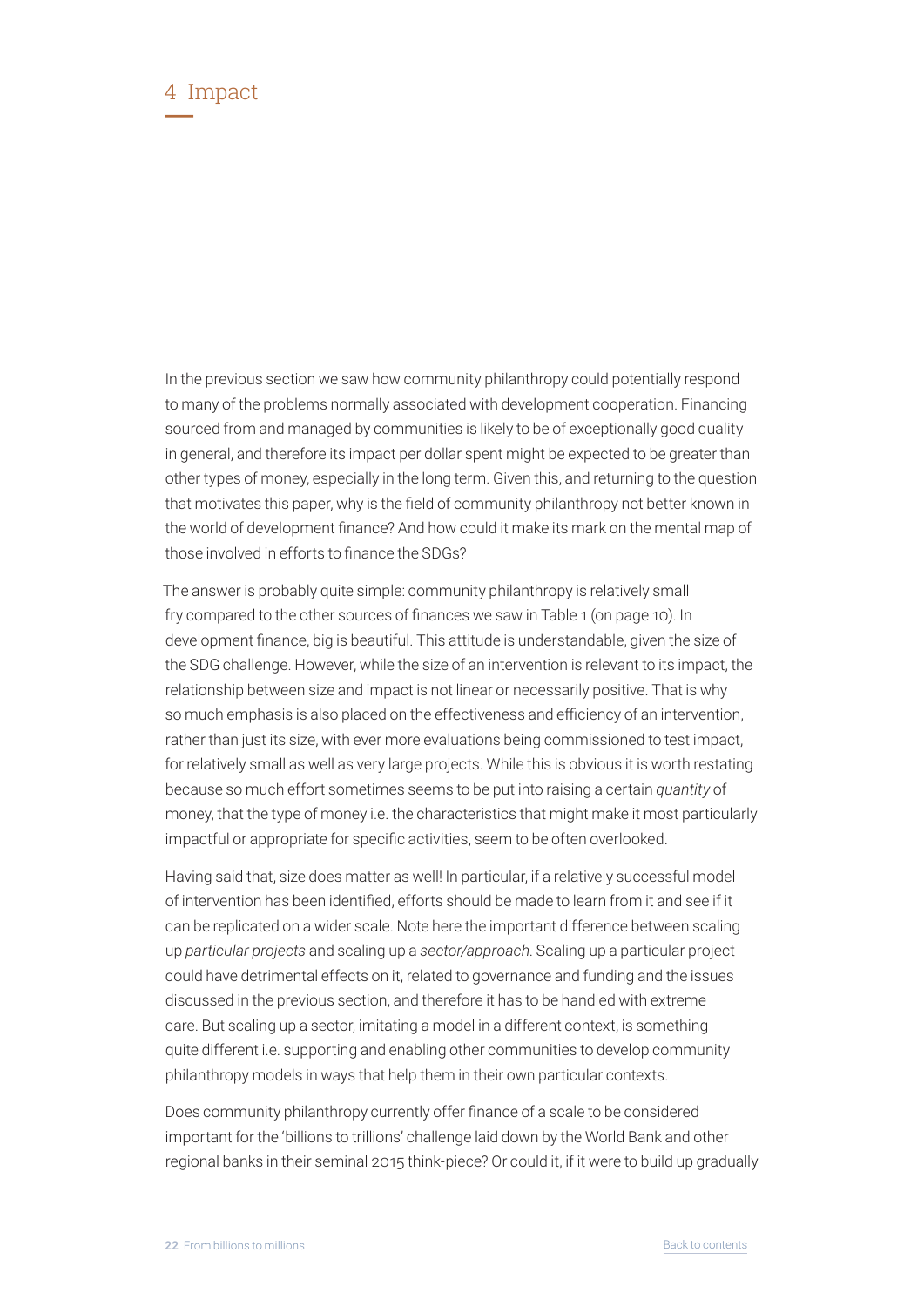# 4 Impact

In the previous section we saw how community philanthropy could potentially respond to many of the problems normally associated with development cooperation. Financing sourced from and managed by communities is likely to be of exceptionally good quality in general, and therefore its impact per dollar spent might be expected to be greater than other types of money, especially in the long term. Given this, and returning to the question that motivates this paper, why is the field of community philanthropy not better known in the world of development finance? And how could it make its mark on the mental map of those involved in efforts to finance the SDGs?

The answer is probably quite simple: community philanthropy is relatively small fry compared to the other sources of finances we saw in Table 1 (on page 10). In development finance, big is beautiful. This attitude is understandable, given the size of the SDG challenge. However, while the size of an intervention is relevant to its impact, the relationship between size and impact is not linear or necessarily positive. That is why so much emphasis is also placed on the effectiveness and efficiency of an intervention, rather than just its size, with ever more evaluations being commissioned to test impact, for relatively small as well as very large projects. While this is obvious it is worth restating because so much effort sometimes seems to be put into raising a certain *quantity* of money, that the type of money i.e. the characteristics that might make it most particularly impactful or appropriate for specific activities, seem to be often overlooked.

Having said that, size does matter as well! In particular, if a relatively successful model of intervention has been identified, efforts should be made to learn from it and see if it can be replicated on a wider scale. Note here the important difference between scaling up *particular projects* and scaling up a *sector/approach*. Scaling up a particular project could have detrimental effects on it, related to governance and funding and the issues discussed in the previous section, and therefore it has to be handled with extreme care. But scaling up a sector, imitating a model in a different context, is something quite different i.e. supporting and enabling other communities to develop community philanthropy models in ways that help them in their own particular contexts.

Does community philanthropy currently offer finance of a scale to be considered important for the 'billions to trillions' challenge laid down by the World Bank and other regional banks in their seminal 2015 think-piece? Or could it, if it were to build up gradually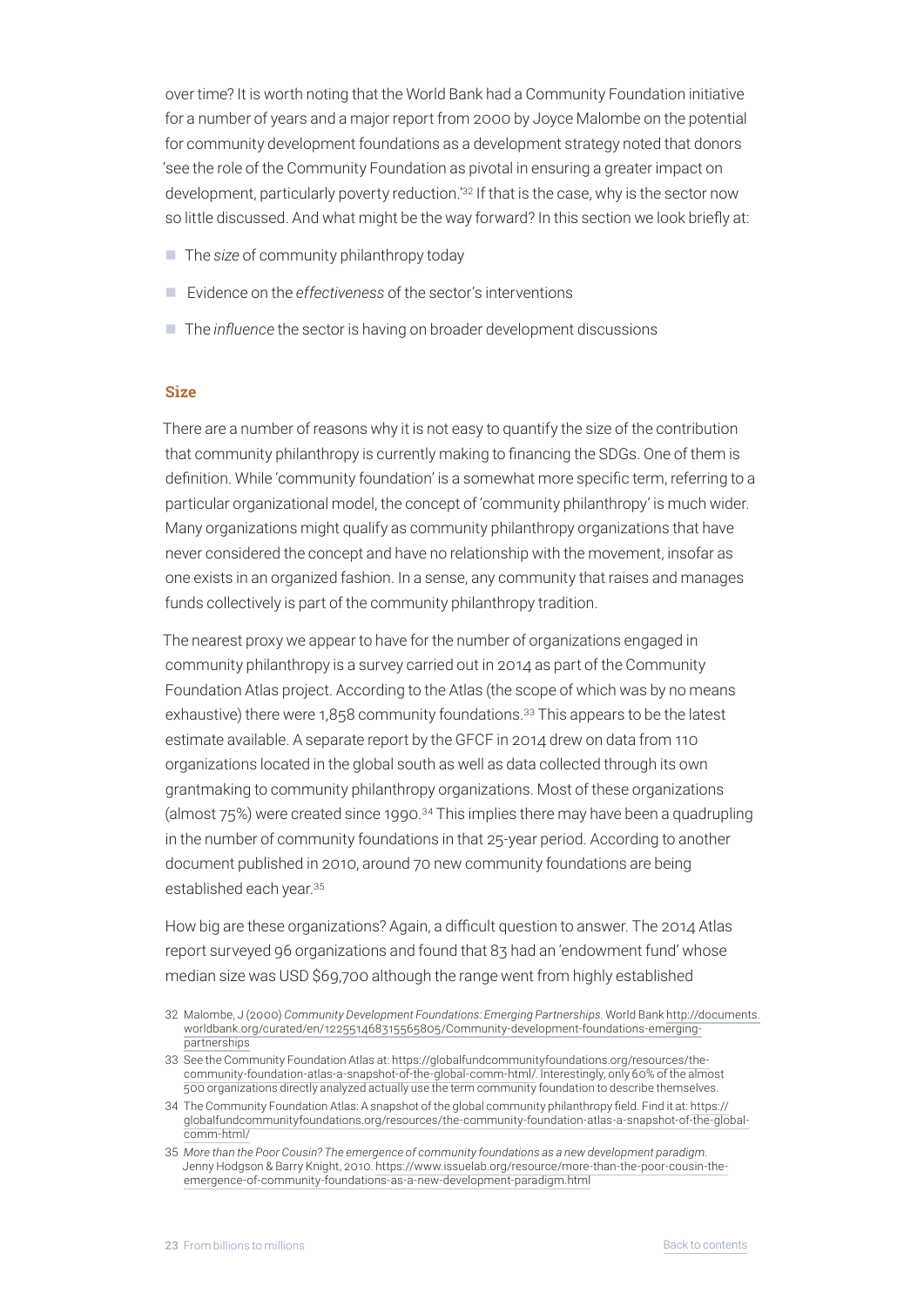over time? It is worth noting that the World Bank had a Community Foundation initiative for a number of years and a major report from 2000 by Joyce Malombe on the potential for community development foundations as a development strategy noted that donors 'see the role of the Community Foundation as pivotal in ensuring a greater impact on development, particularly poverty reduction.'[32] If that is the case, why is the sector now so little discussed. And what might be the way forward? In this section we look briefly at:

- The *size* of community philanthropy today
- Evidence on the *effectiveness* of the sector's interventions
- The *influence* the sector is having on broader development discussions

### Size

There are a number of reasons why it is not easy to quantify the size of the contribution that community philanthropy is currently making to financing the SDGs. One of them is definition. While 'community foundation' is a somewhat more specific term, referring to a particular organizational model, the concept of 'community philanthropy' is much wider. Many organizations might qualify as community philanthropy organizations that have never considered the concept and have no relationship with the movement, insofar as one exists in an organized fashion. In a sense, any community that raises and manages funds collectively is part of the community philanthropy tradition.

The nearest proxy we appear to have for the number of organizations engaged in community philanthropy is a survey carried out in 2014 as part of the Community Foundation Atlas project. According to the Atlas (the scope of which was by no means exhaustive) there were 1,858 community foundations.[33] This appears to be the latest estimate available. A separate report by the GFCF in 2014 drew on data from 110 organizations located in the global south as well as data collected through its own grantmaking to community philanthropy organizations. Most of these organizations (almost 75%) were created since 1990.[34] This implies there may have been a quadrupling in the number of community foundations in that 25-year period. According to another document published in 2010, around 70 new community foundations are being established each year.[35]

How big are these organizations? Again, a difficult question to answer. The 2014 Atlas report surveyed 96 organizations and found that 83 had an 'endowment fund' whose median size was USD $69,700 although the range went from highly established

32 Malombe, J (2000) *Community Development Foundations: Emerging Partnerships*. World Bank http://documents.worldbank.org/curated/en/122551468315565805/Community-development-foundations-emerging-partnerships

33 See the Community Foundation Atlas at: https://globalfundcommunityfoundations.org/resources/the-community-foundation-atlas-a-snapshot-of-the-global-comm-html/. Interestingly, only 60% of the almost 500 organizations directly analyzed actually use the term community foundation to describe themselves.

34 The Community Foundation Atlas: A snapshot of the global community philanthropy field. Find it at: https://globalfundcommunityfoundations.org/resources/the-community-foundation-atlas-a-snapshot-of-the-global-comm-html/

35 *More than the Poor Cousin? The emergence of community foundations as a new development paradigm*. Jenny Hodgson & Barry Knight, 2010. https://www.issuelab.org/resource/more-than-the-poor-cousin-the-emergence-of-community-foundations-as-a-new-development-paradigm.html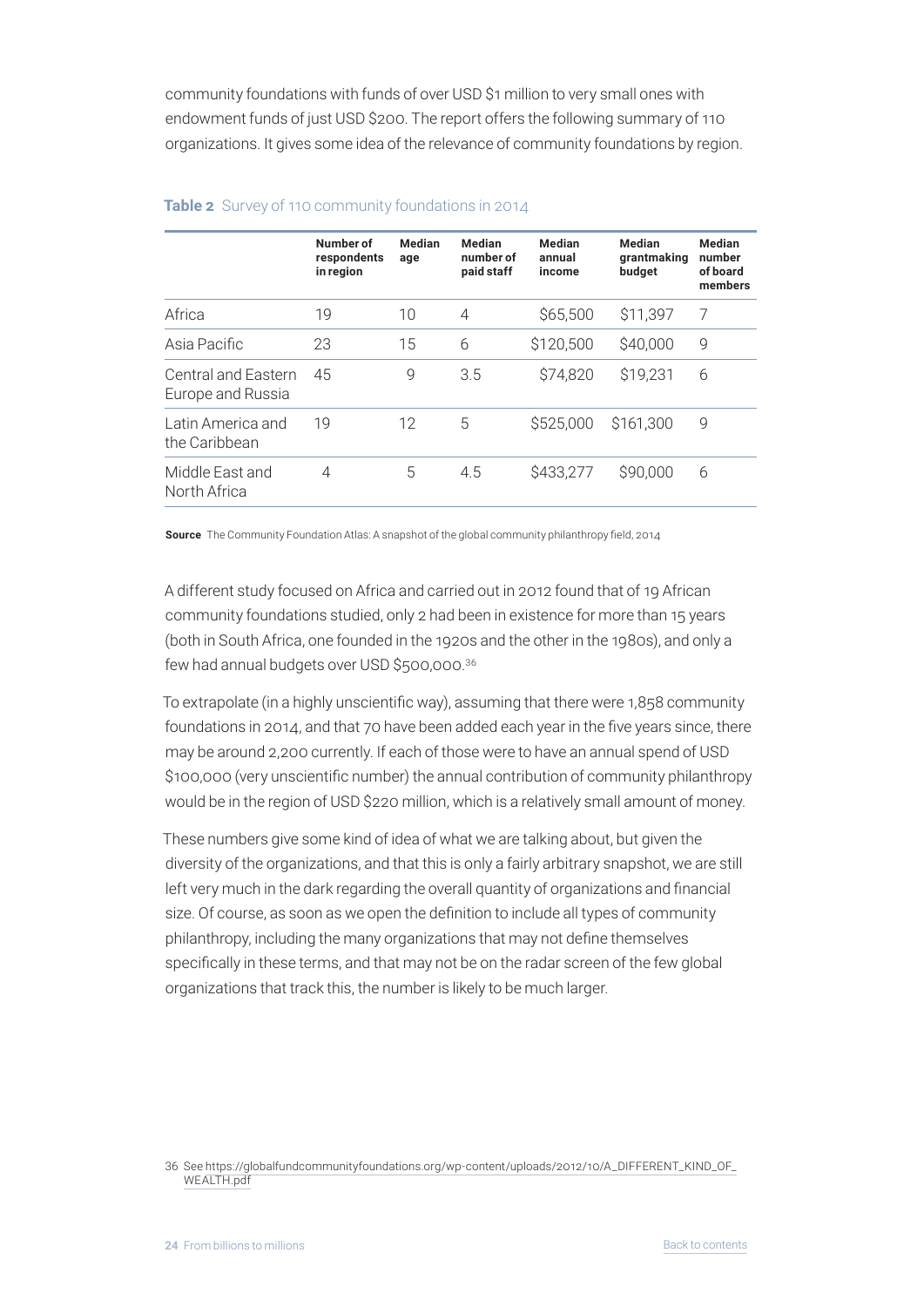community foundations with funds of over USD $1 million to very small ones with endowment funds of just USD $200. The report offers the following summary of 110 organizations. It gives some idea of the relevance of community foundations by region.

**Table 2** Survey of 110 community foundations in 2014

| | Number of respondents in region | Median age | Median number of paid staff | Median annual income | Median grantmaking budget | Median number of board members |
|---|---|---|---|---|---|---|
| Africa | 19 | 10 | 4 | $65,500 | $11,397 | 7 |
| Asia Pacific | 23 | 15 | 6 | $120,500 | $40,000 | 9 |
| Central and Eastern Europe and Russia | 45 | 9 | 3.5 | $74,820 | $19,231 | 6 |
| Latin America and the Caribbean | 19 | 12 | 5 | $525,000 | $161,300 | 9 |
| Middle East and North Africa | 4 | 5 | 4.5 | $433,277 | $90,000 | 6 |

**Source** The Community Foundation Atlas: A snapshot of the global community philanthropy field, 2014

A different study focused on Africa and carried out in 2012 found that of 19 African community foundations studied, only 2 had been in existence for more than 15 years (both in South Africa, one founded in the 1920s and the other in the 1980s), and only a few had annual budgets over USD $500,000.[36]

To extrapolate (in a highly unscientific way), assuming that there were 1,858 community foundations in 2014, and that 70 have been added each year in the five years since, there may be around 2,200 currently. If each of those were to have an annual spend of USD $100,000 (very unscientific number) the annual contribution of community philanthropy would be in the region of USD $220 million, which is a relatively small amount of money.

These numbers give some kind of idea of what we are talking about, but given the diversity of the organizations, and that this is only a fairly arbitrary snapshot, we are still left very much in the dark regarding the overall quantity of organizations and financial size. Of course, as soon as we open the definition to include all types of community philanthropy, including the many organizations that may not define themselves specifically in these terms, and that may not be on the radar screen of the few global organizations that track this, the number is likely to be much larger.

36 See https://globalfundcommunityfoundations.org/wp-content/uploads/2012/10/A_DIFFERENT_KIND_OF_WEALTH.pdf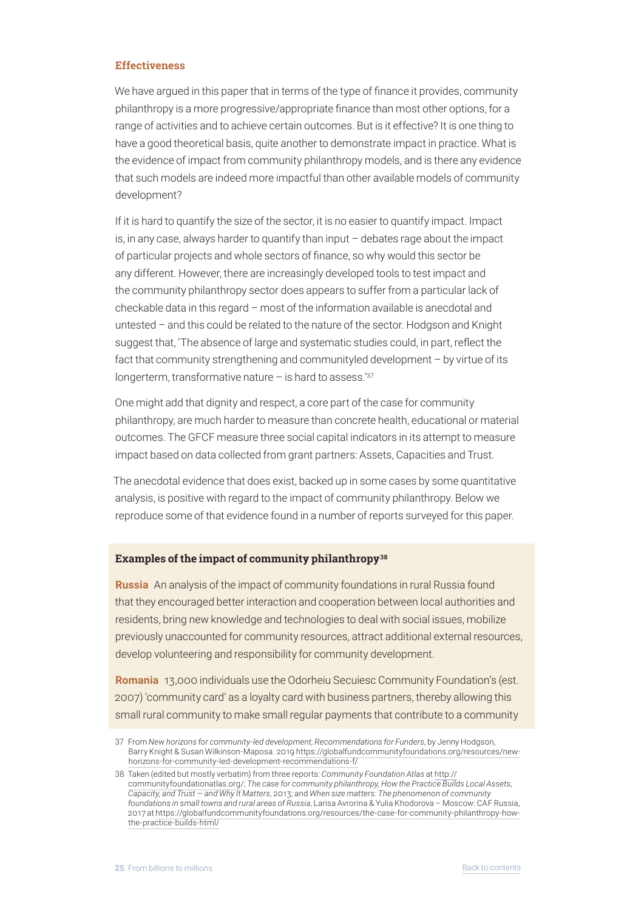### Effectiveness

We have argued in this paper that in terms of the type of finance it provides, community philanthropy is a more progressive/appropriate finance than most other options, for a range of activities and to achieve certain outcomes. But is it effective? It is one thing to have a good theoretical basis, quite another to demonstrate impact in practice. What is the evidence of impact from community philanthropy models, and is there any evidence that such models are indeed more impactful than other available models of community development?

If it is hard to quantify the size of the sector, it is no easier to quantify impact. Impact is, in any case, always harder to quantify than input – debates rage about the impact of particular projects and whole sectors of finance, so why would this sector be any different. However, there are increasingly developed tools to test impact and the community philanthropy sector does appears to suffer from a particular lack of checkable data in this regard – most of the information available is anecdotal and untested – and this could be related to the nature of the sector. Hodgson and Knight suggest that, 'The absence of large and systematic studies could, in part, reflect the fact that community strengthening and communityled development – by virtue of its longerterm, transformative nature – is hard to assess.'[37]

One might add that dignity and respect, a core part of the case for community philanthropy, are much harder to measure than concrete health, educational or material outcomes. The GFCF measure three social capital indicators in its attempt to measure impact based on data collected from grant partners: Assets, Capacities and Trust.

The anecdotal evidence that does exist, backed up in some cases by some quantitative analysis, is positive with regard to the impact of community philanthropy. Below we reproduce some of that evidence found in a number of reports surveyed for this paper.

**Examples of the impact of community philanthropy[38]**

**Russia** An analysis of the impact of community foundations in rural Russia found that they encouraged better interaction and cooperation between local authorities and residents, bring new knowledge and technologies to deal with social issues, mobilize previously unaccounted for community resources, attract additional external resources, develop volunteering and responsibility for community development.

**Romania** 13,000 individuals use the Odorheiu Secuiesc Community Foundation's (est. 2007) 'community card' as a loyalty card with business partners, thereby allowing this small rural community to make small regular payments that contribute to a community

37 From *New horizons for community-led development, Recommendations for Funders*, by Jenny Hodgson, Barry Knight & Susan Wilkinson-Maposa. 2019 https://globalfundcommunityfoundations.org/resources/new-horizons-for-community-led-development-recommendations-f/

38 Taken (edited but mostly verbatim) from three reports: *Community Foundation Atlas* at http://communityfoundationatlas.org/; *The case for community philanthropy, How the Practice Builds Local Assets, Capacity, and Trust — and Why It Matters*, 2013; and *When size matters: The phenomenon of community foundations in small towns and rural areas of Russia*, Larisa Avrorina & Yulia Khodorova – Moscow: CAF Russia, 2017 at https://globalfundcommunityfoundations.org/resources/the-case-for-community-philanthropy-how-the-practice-builds-html/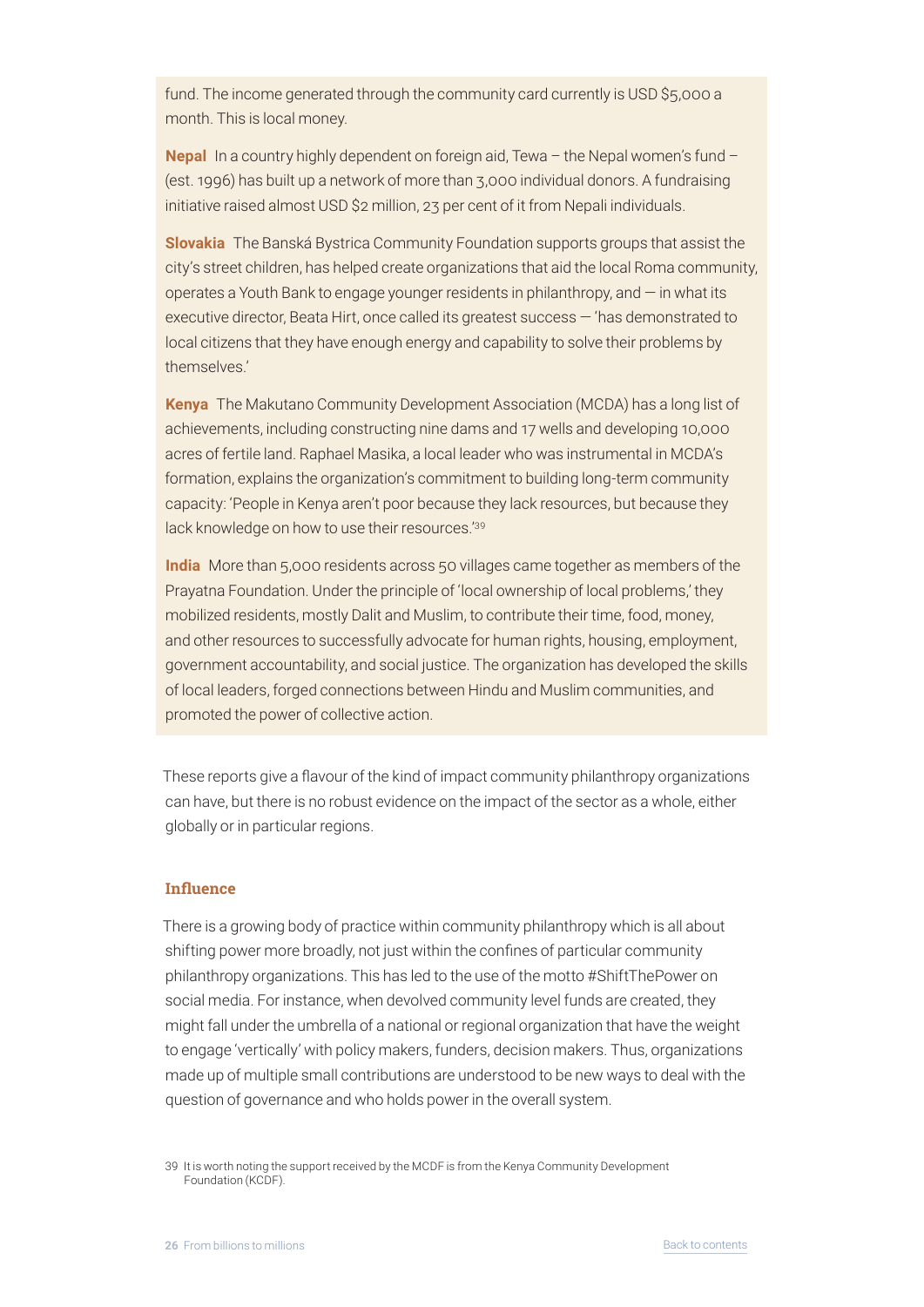fund. The income generated through the community card currently is USD $5,000 a month. This is local money.

**Nepal** In a country highly dependent on foreign aid, Tewa – the Nepal women's fund – (est. 1996) has built up a network of more than 3,000 individual donors. A fundraising initiative raised almost USD $2 million, 23 per cent of it from Nepali individuals.

**Slovakia** The Banská Bystrica Community Foundation supports groups that assist the city's street children, has helped create organizations that aid the local Roma community, operates a Youth Bank to engage younger residents in philanthropy, and — in what its executive director, Beata Hirt, once called its greatest success — 'has demonstrated to local citizens that they have enough energy and capability to solve their problems by themselves.'

**Kenya** The Makutano Community Development Association (MCDA) has a long list of achievements, including constructing nine dams and 17 wells and developing 10,000 acres of fertile land. Raphael Masika, a local leader who was instrumental in MCDA's formation, explains the organization's commitment to building long-term community capacity: 'People in Kenya aren't poor because they lack resources, but because they lack knowledge on how to use their resources.'[39]

**India** More than 5,000 residents across 50 villages came together as members of the Prayatna Foundation. Under the principle of 'local ownership of local problems,' they mobilized residents, mostly Dalit and Muslim, to contribute their time, food, money, and other resources to successfully advocate for human rights, housing, employment, government accountability, and social justice. The organization has developed the skills of local leaders, forged connections between Hindu and Muslim communities, and promoted the power of collective action.

These reports give a flavour of the kind of impact community philanthropy organizations can have, but there is no robust evidence on the impact of the sector as a whole, either globally or in particular regions.

### Influence

There is a growing body of practice within community philanthropy which is all about shifting power more broadly, not just within the confines of particular community philanthropy organizations. This has led to the use of the motto #ShiftThePower on social media. For instance, when devolved community level funds are created, they might fall under the umbrella of a national or regional organization that have the weight to engage 'vertically' with policy makers, funders, decision makers. Thus, organizations made up of multiple small contributions are understood to be new ways to deal with the question of governance and who holds power in the overall system.

39 It is worth noting the support received by the MCDF is from the Kenya Community Development Foundation (KCDF).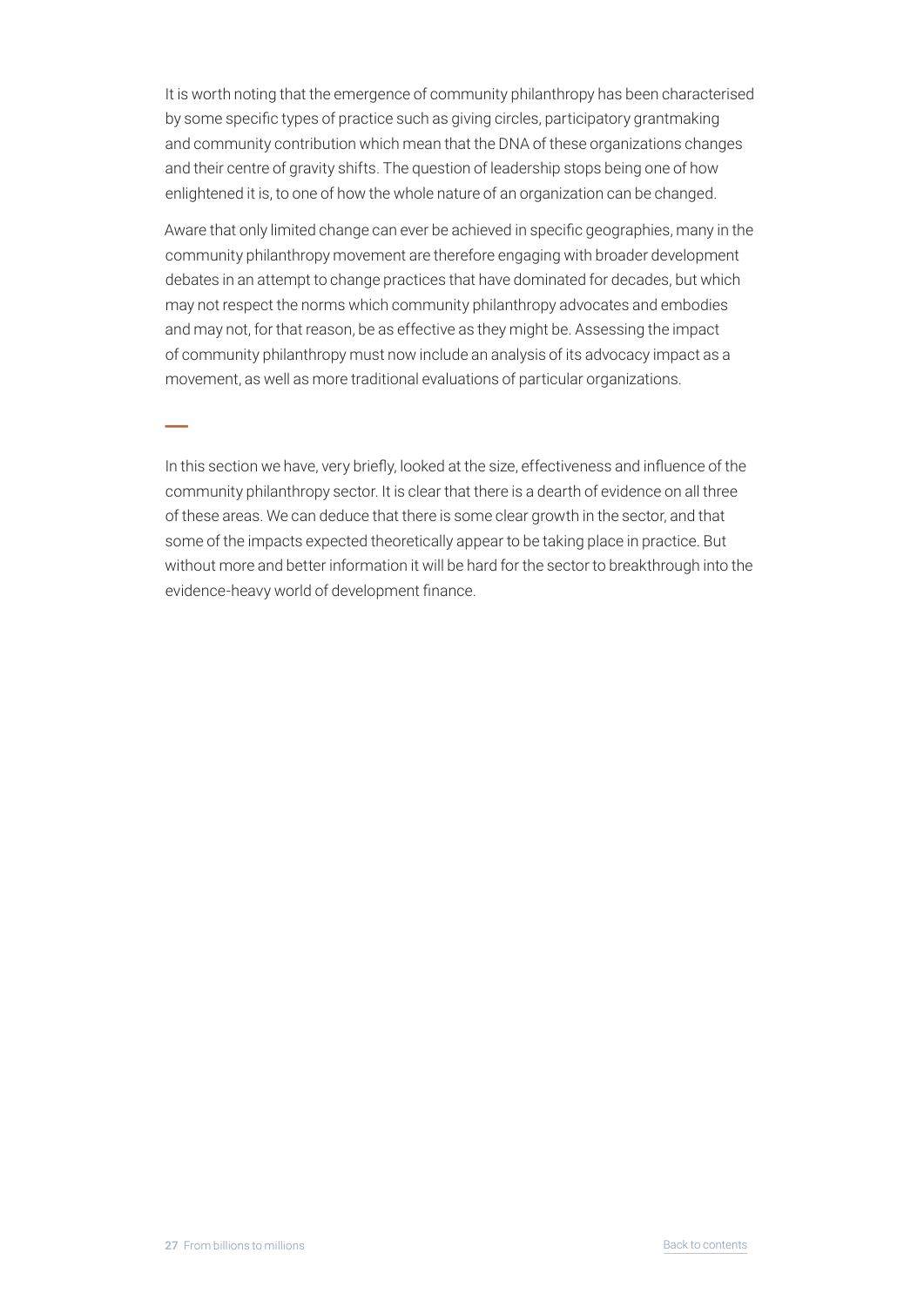It is worth noting that the emergence of community philanthropy has been characterised by some specific types of practice such as giving circles, participatory grantmaking and community contribution which mean that the DNA of these organizations changes and their centre of gravity shifts. The question of leadership stops being one of how enlightened it is, to one of how the whole nature of an organization can be changed.

Aware that only limited change can ever be achieved in specific geographies, many in the community philanthropy movement are therefore engaging with broader development debates in an attempt to change practices that have dominated for decades, but which may not respect the norms which community philanthropy advocates and embodies and may not, for that reason, be as effective as they might be. Assessing the impact of community philanthropy must now include an analysis of its advocacy impact as a movement, as well as more traditional evaluations of particular organizations.

—

In this section we have, very briefly, looked at the size, effectiveness and influence of the community philanthropy sector. It is clear that there is a dearth of evidence on all three of these areas. We can deduce that there is some clear growth in the sector, and that some of the impacts expected theoretically appear to be taking place in practice. But without more and better information it will be hard for the sector to breakthrough into the evidence-heavy world of development finance.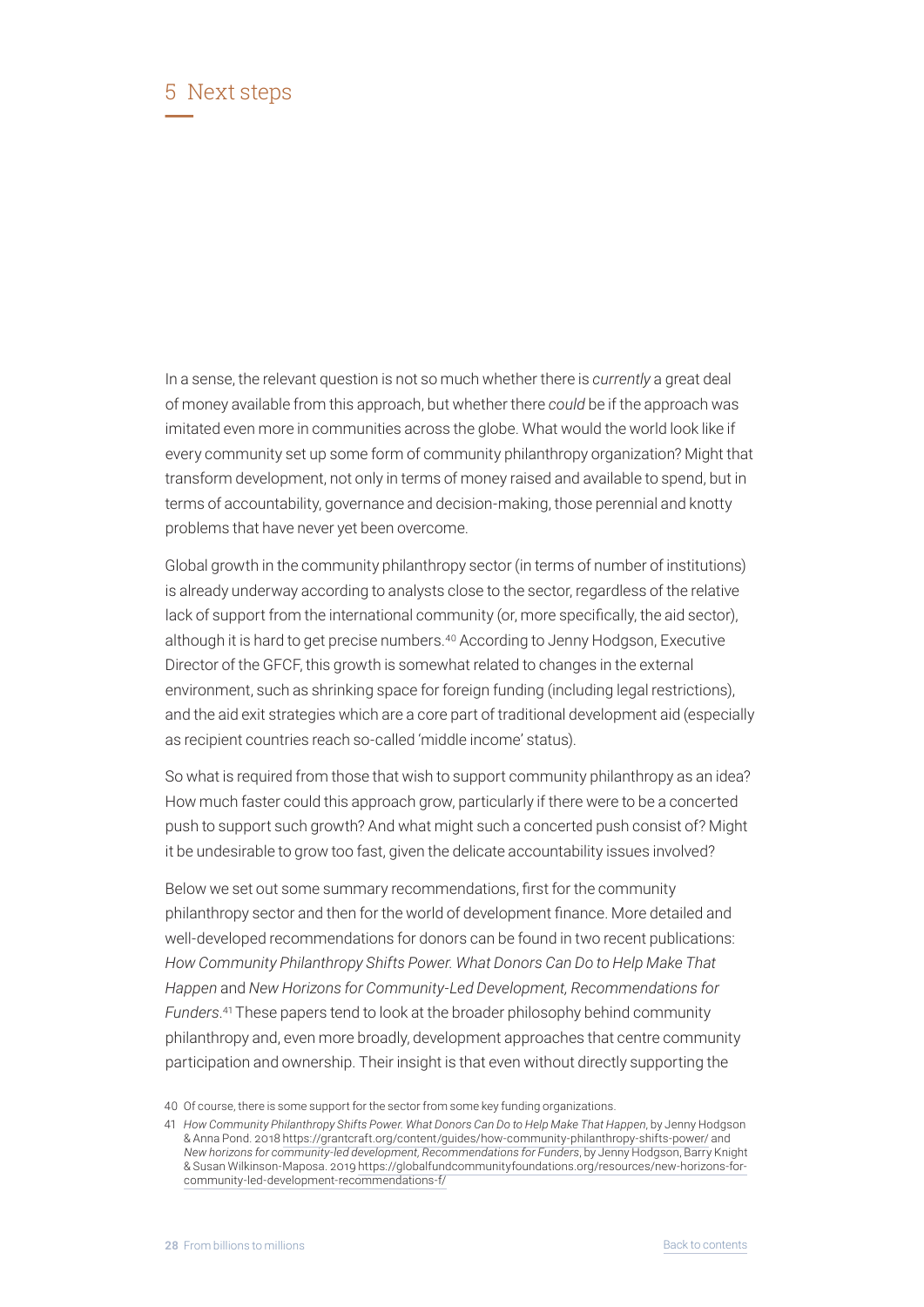# 5 Next steps

In a sense, the relevant question is not so much whether there is *currently* a great deal of money available from this approach, but whether there *could* be if the approach was imitated even more in communities across the globe. What would the world look like if every community set up some form of community philanthropy organization? Might that transform development, not only in terms of money raised and available to spend, but in terms of accountability, governance and decision-making, those perennial and knotty problems that have never yet been overcome.

Global growth in the community philanthropy sector (in terms of number of institutions) is already underway according to analysts close to the sector, regardless of the relative lack of support from the international community (or, more specifically, the aid sector), although it is hard to get precise numbers.[40] According to Jenny Hodgson, Executive Director of the GFCF, this growth is somewhat related to changes in the external environment, such as shrinking space for foreign funding (including legal restrictions), and the aid exit strategies which are a core part of traditional development aid (especially as recipient countries reach so-called 'middle income' status).

So what is required from those that wish to support community philanthropy as an idea? How much faster could this approach grow, particularly if there were to be a concerted push to support such growth? And what might such a concerted push consist of? Might it be undesirable to grow too fast, given the delicate accountability issues involved?

Below we set out some summary recommendations, first for the community philanthropy sector and then for the world of development finance. More detailed and well-developed recommendations for donors can be found in two recent publications: *How Community Philanthropy Shifts Power. What Donors Can Do to Help Make That Happen* and *New Horizons for Community-Led Development, Recommendations for Funders*.[41] These papers tend to look at the broader philosophy behind community philanthropy and, even more broadly, development approaches that centre community participation and ownership. Their insight is that even without directly supporting the

40 Of course, there is some support for the sector from some key funding organizations.

41 *How Community Philanthropy Shifts Power. What Donors Can Do to Help Make That Happen*, by Jenny Hodgson & Anna Pond. 2018 https://grantcraft.org/content/guides/how-community-philanthropy-shifts-power/ and *New horizons for community-led development, Recommendations for Funders*, by Jenny Hodgson, Barry Knight & Susan Wilkinson-Maposa. 2019 https://globalfundcommunityfoundations.org/resources/new-horizons-for-community-led-development-recommendations-f/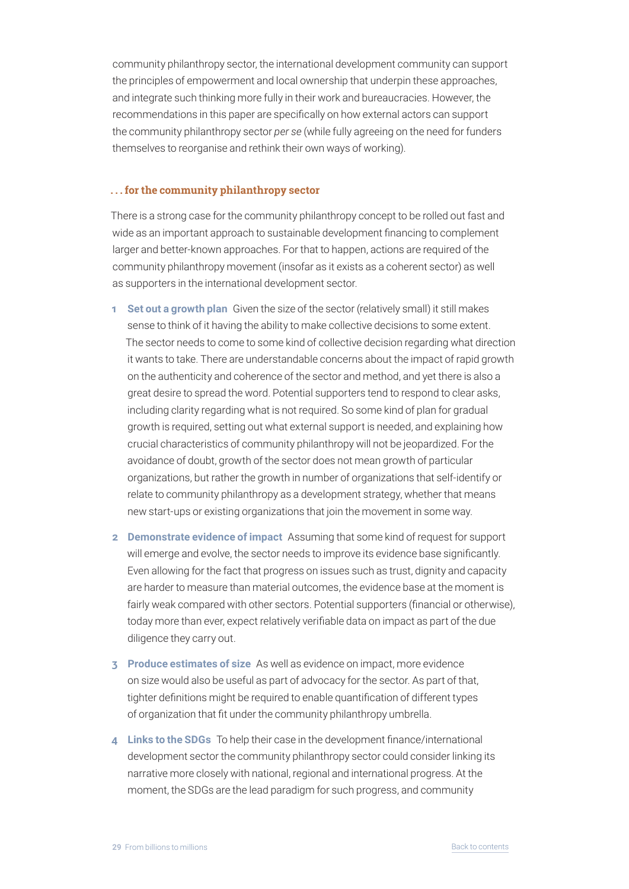community philanthropy sector, the international development community can support the principles of empowerment and local ownership that underpin these approaches, and integrate such thinking more fully in their work and bureaucracies. However, the recommendations in this paper are specifically on how external actors can support the community philanthropy sector *per se* (while fully agreeing on the need for funders themselves to reorganise and rethink their own ways of working).

### . . . for the community philanthropy sector

There is a strong case for the community philanthropy concept to be rolled out fast and wide as an important approach to sustainable development financing to complement larger and better-known approaches. For that to happen, actions are required of the community philanthropy movement (insofar as it exists as a coherent sector) as well as supporters in the international development sector.

1. **Set out a growth plan** Given the size of the sector (relatively small) it still makes sense to think of it having the ability to make collective decisions to some extent. The sector needs to come to some kind of collective decision regarding what direction it wants to take. There are understandable concerns about the impact of rapid growth on the authenticity and coherence of the sector and method, and yet there is also a great desire to spread the word. Potential supporters tend to respond to clear asks, including clarity regarding what is not required. So some kind of plan for gradual growth is required, setting out what external support is needed, and explaining how crucial characteristics of community philanthropy will not be jeopardized. For the avoidance of doubt, growth of the sector does not mean growth of particular organizations, but rather the growth in number of organizations that self-identify or relate to community philanthropy as a development strategy, whether that means new start-ups or existing organizations that join the movement in some way.

2. **Demonstrate evidence of impact** Assuming that some kind of request for support will emerge and evolve, the sector needs to improve its evidence base significantly. Even allowing for the fact that progress on issues such as trust, dignity and capacity are harder to measure than material outcomes, the evidence base at the moment is fairly weak compared with other sectors. Potential supporters (financial or otherwise), today more than ever, expect relatively verifiable data on impact as part of the due diligence they carry out.

3. **Produce estimates of size** As well as evidence on impact, more evidence on size would also be useful as part of advocacy for the sector. As part of that, tighter definitions might be required to enable quantification of different types of organization that fit under the community philanthropy umbrella.

4. **Links to the SDGs** To help their case in the development finance/international development sector the community philanthropy sector could consider linking its narrative more closely with national, regional and international progress. At the moment, the SDGs are the lead paradigm for such progress, and community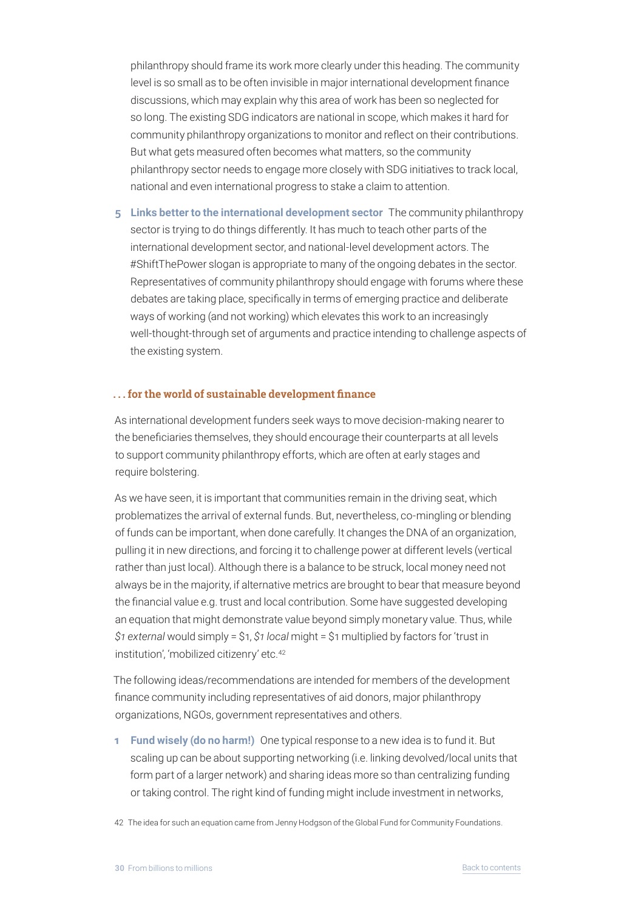philanthropy should frame its work more clearly under this heading. The community level is so small as to be often invisible in major international development finance discussions, which may explain why this area of work has been so neglected for so long. The existing SDG indicators are national in scope, which makes it hard for community philanthropy organizations to monitor and reflect on their contributions. But what gets measured often becomes what matters, so the community philanthropy sector needs to engage more closely with SDG initiatives to track local, national and even international progress to stake a claim to attention.

5. **Links better to the international development sector** The community philanthropy sector is trying to do things differently. It has much to teach other parts of the international development sector, and national-level development actors. The #ShiftThePower slogan is appropriate to many of the ongoing debates in the sector. Representatives of community philanthropy should engage with forums where these debates are taking place, specifically in terms of emerging practice and deliberate ways of working (and not working) which elevates this work to an increasingly well-thought-through set of arguments and practice intending to challenge aspects of the existing system.

#### . . . for the world of sustainable development finance

As international development funders seek ways to move decision-making nearer to the beneficiaries themselves, they should encourage their counterparts at all levels to support community philanthropy efforts, which are often at early stages and require bolstering.

As we have seen, it is important that communities remain in the driving seat, which problematizes the arrival of external funds. But, nevertheless, co-mingling or blending of funds can be important, when done carefully. It changes the DNA of an organization, pulling it in new directions, and forcing it to challenge power at different levels (vertical rather than just local). Although there is a balance to be struck, local money need not always be in the majority, if alternative metrics are brought to bear that measure beyond the financial value e.g. trust and local contribution. Some have suggested developing an equation that might demonstrate value beyond simply monetary value. Thus, while *$1 external* would simply = $1, *$1 local* might = $1 multiplied by factors for 'trust in institution', 'mobilized citizenry' etc.[42]

The following ideas/recommendations are intended for members of the development finance community including representatives of aid donors, major philanthropy organizations, NGOs, government representatives and others.

1. **Fund wisely (do no harm!)** One typical response to a new idea is to fund it. But scaling up can be about supporting networking (i.e. linking devolved/local units that form part of a larger network) and sharing ideas more so than centralizing funding or taking control. The right kind of funding might include investment in networks,

42 The idea for such an equation came from Jenny Hodgson of the Global Fund for Community Foundations.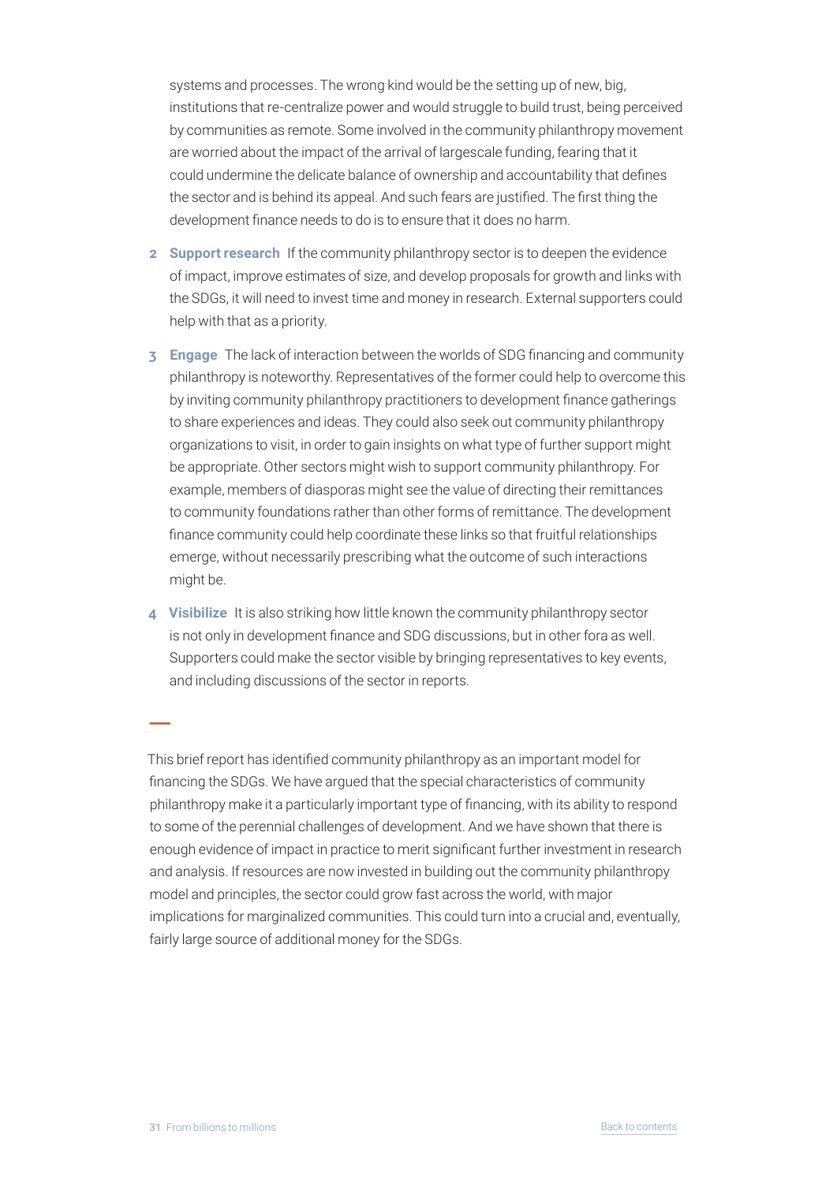systems and processes. The wrong kind would be the setting up of new, big, institutions that re-centralize power and would struggle to build trust, being perceived by communities as remote. Some involved in the community philanthropy movement are worried about the impact of the arrival of largescale funding, fearing that it could undermine the delicate balance of ownership and accountability that defines the sector and is behind its appeal. And such fears are justified. The first thing the development finance needs to do is to ensure that it does no harm.

2. **Support research** If the community philanthropy sector is to deepen the evidence of impact, improve estimates of size, and develop proposals for growth and links with the SDGs, it will need to invest time and money in research. External supporters could help with that as a priority.

3. **Engage** The lack of interaction between the worlds of SDG financing and community philanthropy is noteworthy. Representatives of the former could help to overcome this by inviting community philanthropy practitioners to development finance gatherings to share experiences and ideas. They could also seek out community philanthropy organizations to visit, in order to gain insights on what type of further support might be appropriate. Other sectors might wish to support community philanthropy. For example, members of diasporas might see the value of directing their remittances to community foundations rather than other forms of remittance. The development finance community could help coordinate these links so that fruitful relationships emerge, without necessarily prescribing what the outcome of such interactions might be.

4. **Visibilize** It is also striking how little known the community philanthropy sector is not only in development finance and SDG discussions, but in other fora as well. Supporters could make the sector visible by bringing representatives to key events, and including discussions of the sector in reports.

---

This brief report has identified community philanthropy as an important model for financing the SDGs. We have argued that the special characteristics of community philanthropy make it a particularly important type of financing, with its ability to respond to some of the perennial challenges of development. And we have shown that there is enough evidence of impact in practice to merit significant further investment in research and analysis. If resources are now invested in building out the community philanthropy model and principles, the sector could grow fast across the world, with major implications for marginalized communities. This could turn into a crucial and, eventually, fairly large source of additional money for the SDGs.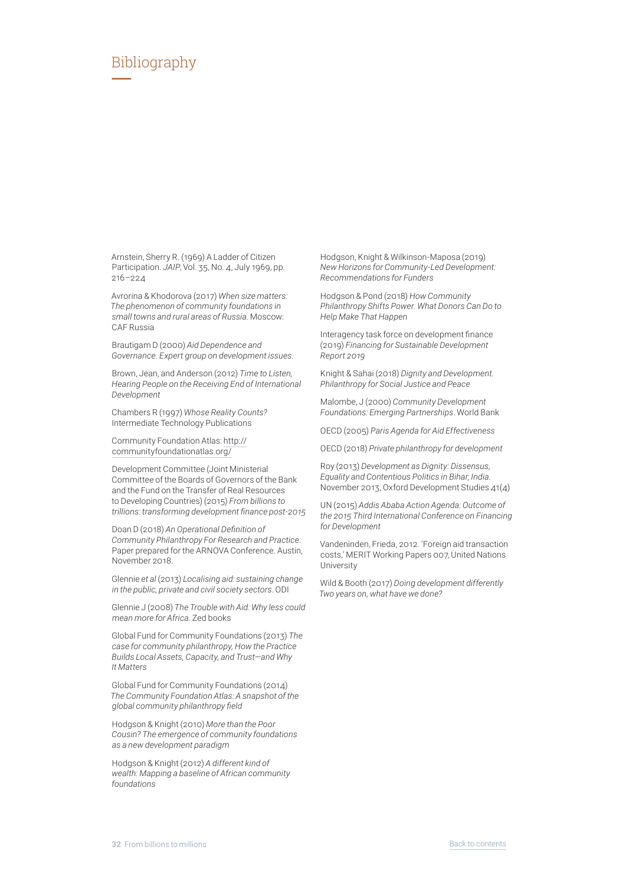# Bibliography

Arnstein, Sherry R. (1969) A Ladder of Citizen Participation. *JAIP*, Vol. 35, No. 4, July 1969, pp. 216–224

Avrorina & Khodorova (2017) *When size matters: The phenomenon of community foundations in small towns and rural areas of Russia.* Moscow: CAF Russia

Brautigam D (2000) *Aid Dependence and Governance. Expert group on development issues.*

Brown, Jean, and Anderson (2012) *Time to Listen, Hearing People on the Receiving End of International Development*

Chambers R (1997) *Whose Reality Counts?* Intermediate Technology Publications

Community Foundation Atlas: http://communityfoundationatlas.org/

Development Committee (Joint Ministerial Committee of the Boards of Governors of the Bank and the Fund on the Transfer of Real Resources to Developing Countries) (2015) *From billions to trillions: transforming development finance post-2015*

Doan D (2018) *An Operational Definition of Community Philanthropy For Research and Practice.* Paper prepared for the ARNOVA Conference. Austin, November 2018.

Glennie *et al* (2013) *Localising aid: sustaining change in the public, private and civil society sectors*. ODI

Glennie J (2008) *The Trouble with Aid: Why less could mean more for Africa*. Zed books

Global Fund for Community Foundations (2013) *The case for community philanthropy, How the Practice Builds Local Assets, Capacity, and Trust—and Why It Matters*

Global Fund for Community Foundations (2014) *The Community Foundation Atlas: A snapshot of the global community philanthropy field*

Hodgson & Knight (2010) *More than the Poor Cousin? The emergence of community foundations as a new development paradigm*

Hodgson & Knight (2012) *A different kind of wealth: Mapping a baseline of African community foundations*

Hodgson, Knight & Wilkinson-Maposa (2019) *New Horizons for Community-Led Development: Recommendations for Funders*

Hodgson & Pond (2018) *How Community Philanthropy Shifts Power. What Donors Can Do to Help Make That Happen*

Interagency task force on development finance (2019) *Financing for Sustainable Development Report 2019*

Knight & Sahai (2018) *Dignity and Development. Philanthropy for Social Justice and Peace*

Malombe, J (2000) *Community Development Foundations: Emerging Partnerships*. World Bank

OECD (2005) *Paris Agenda for Aid Effectiveness*

OECD (2018) *Private philanthropy for development*

Roy (2013) *Development as Dignity: Dissensus, Equality and Contentious Politics in Bihar, India.* November 2013, Oxford Development Studies 41(4)

UN (2015) *Addis Ababa Action Agenda: Outcome of the 2015 Third International Conference on Financing for Development*

Vandeninden, Frieda, 2012. 'Foreign aid transaction costs,' MERIT Working Papers 007, United Nations University

Wild & Booth (2017) *Doing development differently Two years on, what have we done?*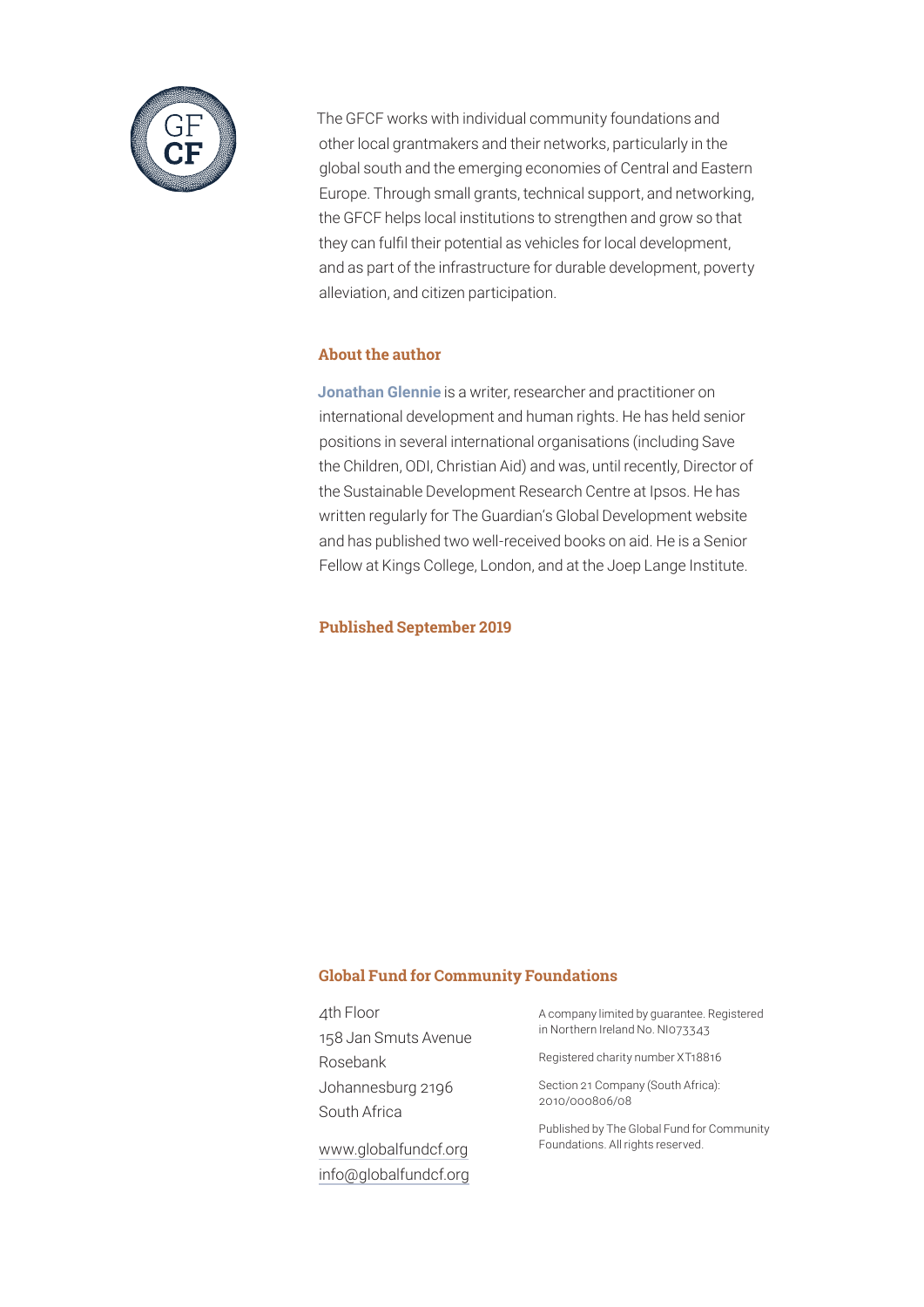The GFCF works with individual community foundations and other local grantmakers and their networks, particularly in the global south and the emerging economies of Central and Eastern Europe. Through small grants, technical support, and networking, the GFCF helps local institutions to strengthen and grow so that they can fulfil their potential as vehicles for local development, and as part of the infrastructure for durable development, poverty alleviation, and citizen participation.

## About the author

**Jonathan Glennie** is a writer, researcher and practitioner on international development and human rights. He has held senior positions in several international organisations (including Save the Children, ODI, Christian Aid) and was, until recently, Director of the Sustainable Development Research Centre at Ipsos. He has written regularly for The Guardian's Global Development website and has published two well-received books on aid. He is a Senior Fellow at Kings College, London, and at the Joep Lange Institute.

**Published September 2019**

## Global Fund for Community Foundations

4th Floor
158 Jan Smuts Avenue
Rosebank
Johannesburg 2196
South Africa

www.globalfundcf.org
info@globalfundcf.org

A company limited by guarantee. Registered in Northern Ireland No. NI073343

Registered charity number XT18816

Section 21 Company (South Africa): 2010/000806/08

Published by The Global Fund for Community Foundations. All rights reserved.